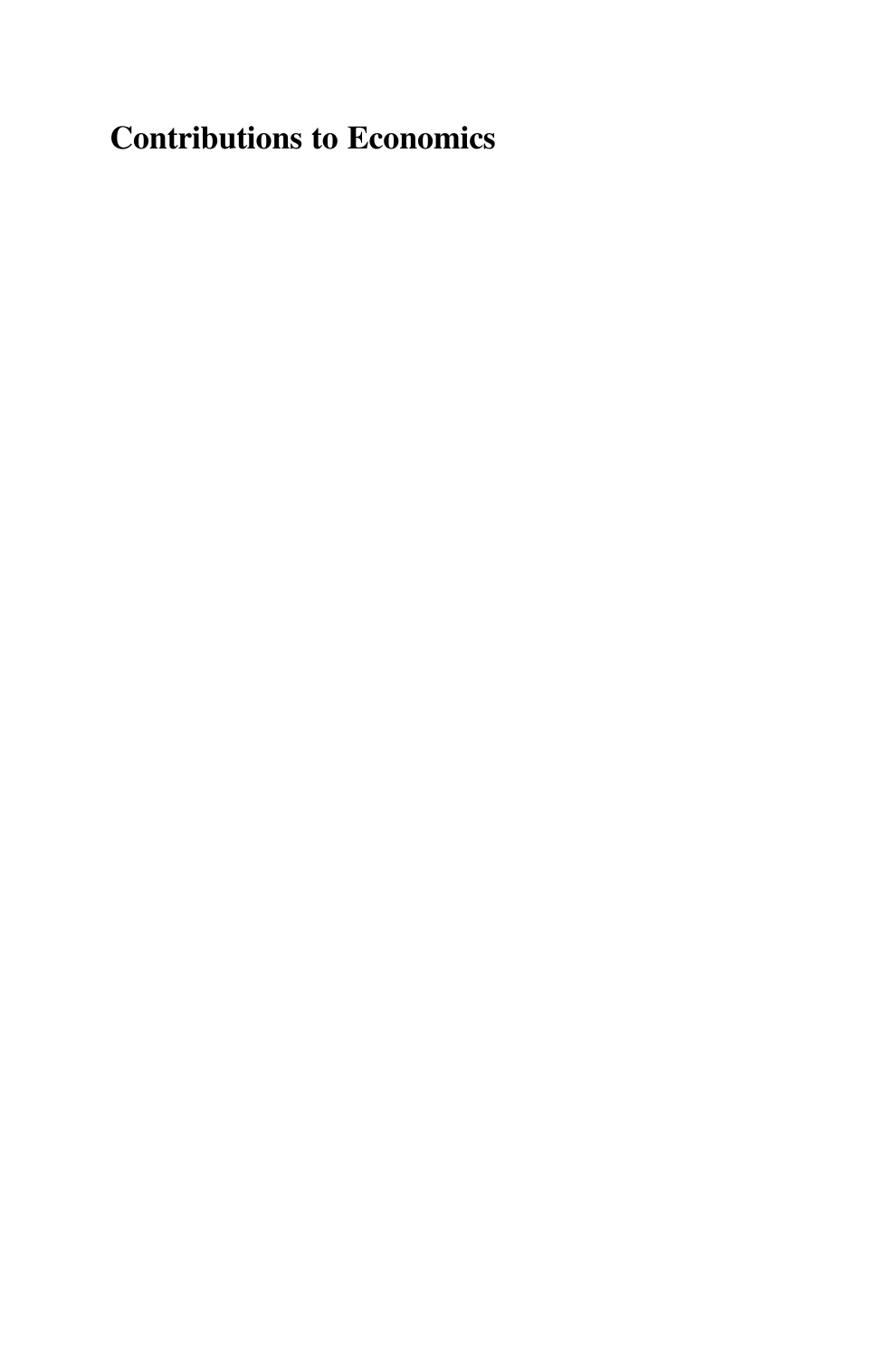# Contributions to Economics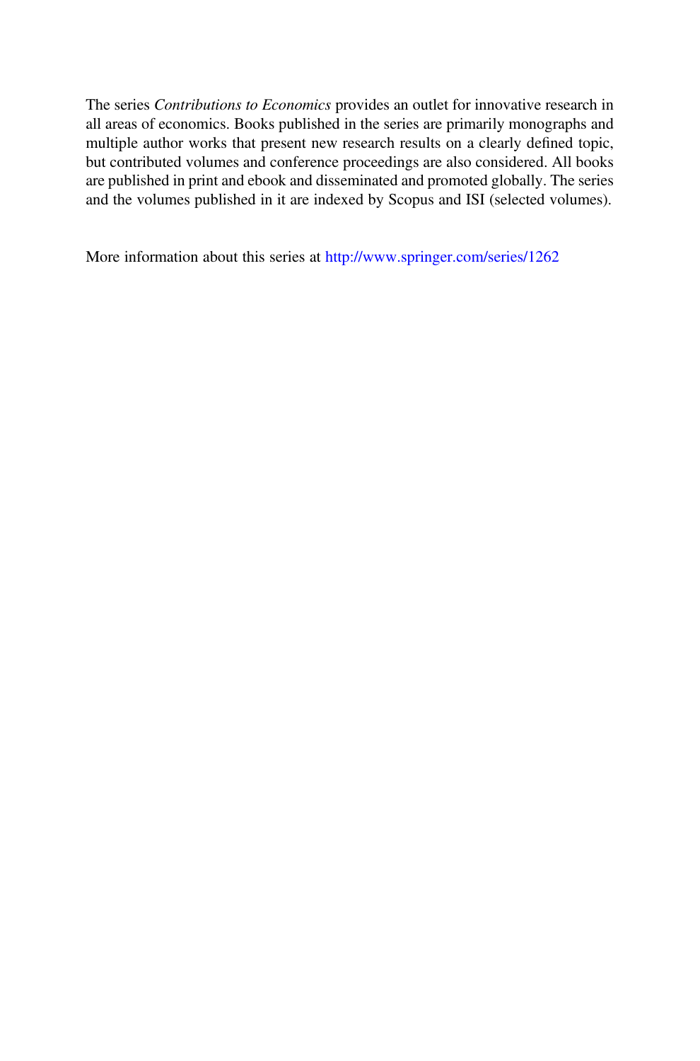The series *Contributions to Economics* provides an outlet for innovative research in all areas of economics. Books published in the series are primarily monographs and multiple author works that present new research results on a clearly defined topic, but contributed volumes and conference proceedings are also considered. All books are published in print and ebook and disseminated and promoted globally. The series and the volumes published in it are indexed by Scopus and ISI (selected volumes).

More information about this series at http://www.springer.com/series/1262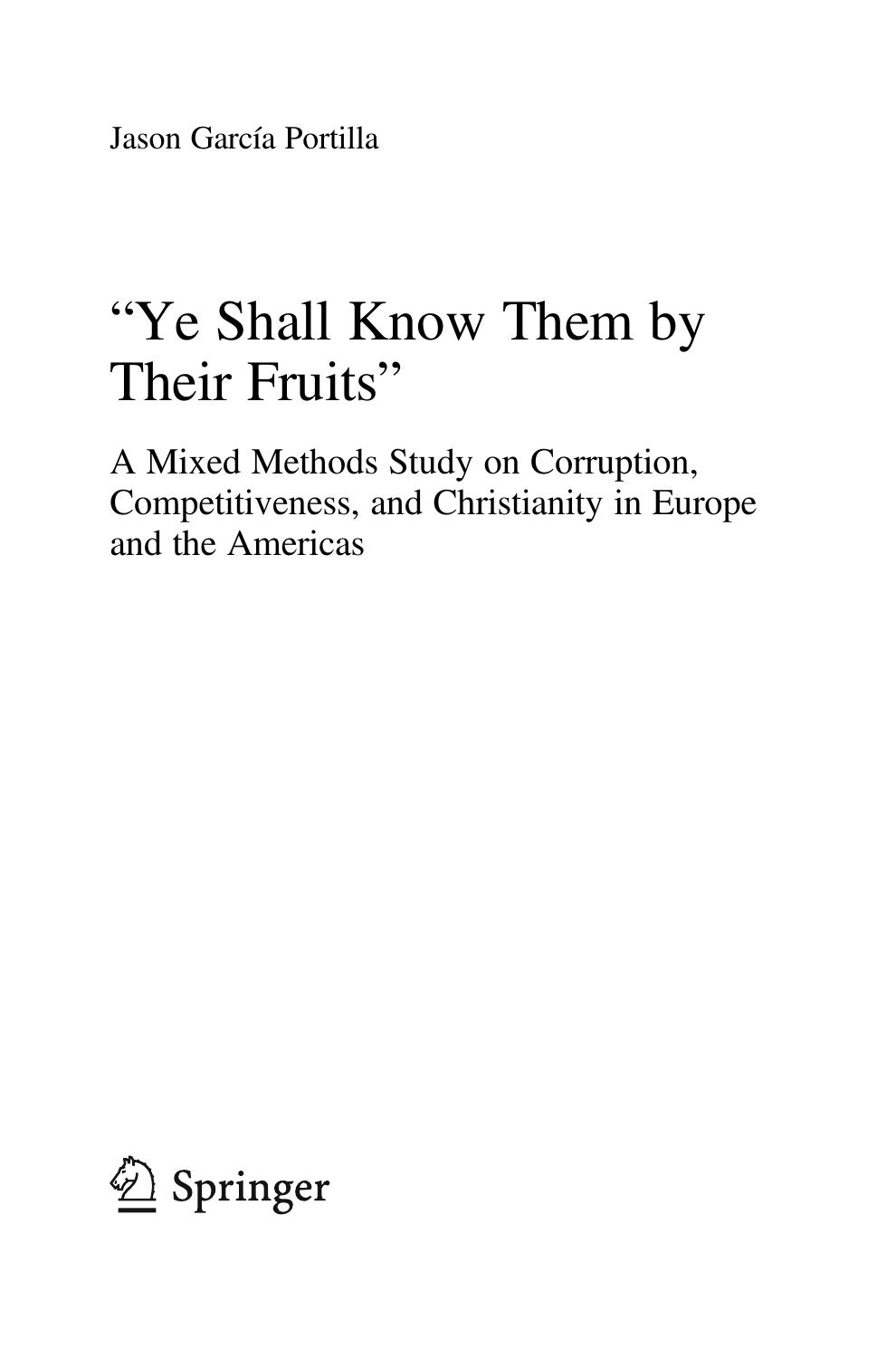Jason García Portilla

# "Ye Shall Know Them by Their Fruits"

## A Mixed Methods Study on Corruption, Competitiveness, and Christianity in Europe and the Americas

Springer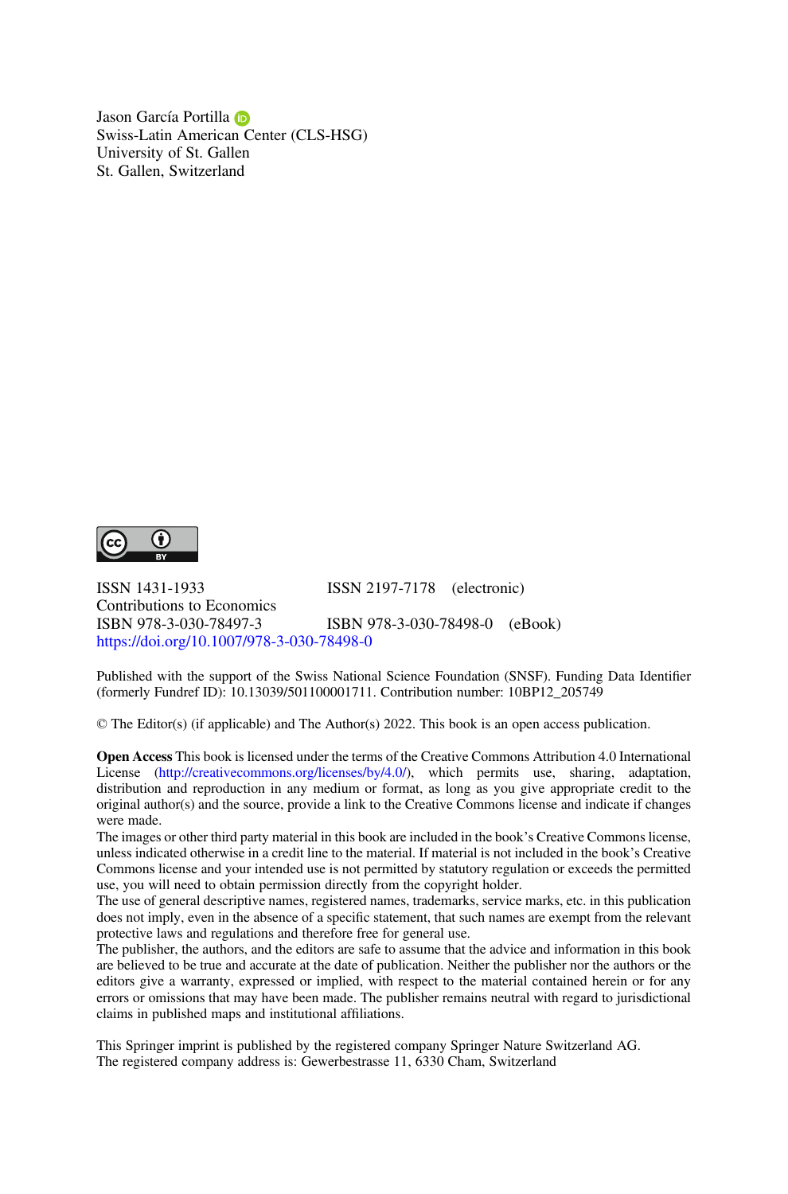Jason García Portilla
Swiss-Latin American Center (CLS-HSG)
University of St. Gallen
St. Gallen, Switzerland

ISSN 1431-1933 ISSN 2197-7178 (electronic)
Contributions to Economics
ISBN 978-3-030-78497-3 ISBN 978-3-030-78498-0 (eBook)
https://doi.org/10.1007/978-3-030-78498-0

Published with the support of the Swiss National Science Foundation (SNSF). Funding Data Identifier (formerly Fundref ID): 10.13039/501100001711. Contribution number: 10BP12_205749

© The Editor(s) (if applicable) and The Author(s) 2022. This book is an open access publication.

**Open Access** This book is licensed under the terms of the Creative Commons Attribution 4.0 International License (http://creativecommons.org/licenses/by/4.0/), which permits use, sharing, adaptation, distribution and reproduction in any medium or format, as long as you give appropriate credit to the original author(s) and the source, provide a link to the Creative Commons license and indicate if changes were made.
The images or other third party material in this book are included in the book's Creative Commons license, unless indicated otherwise in a credit line to the material. If material is not included in the book's Creative Commons license and your intended use is not permitted by statutory regulation or exceeds the permitted use, you will need to obtain permission directly from the copyright holder.
The use of general descriptive names, registered names, trademarks, service marks, etc. in this publication does not imply, even in the absence of a specific statement, that such names are exempt from the relevant protective laws and regulations and therefore free for general use.
The publisher, the authors, and the editors are safe to assume that the advice and information in this book are believed to be true and accurate at the date of publication. Neither the publisher nor the authors or the editors give a warranty, expressed or implied, with respect to the material contained herein or for any errors or omissions that may have been made. The publisher remains neutral with regard to jurisdictional claims in published maps and institutional affiliations.

This Springer imprint is published by the registered company Springer Nature Switzerland AG.
The registered company address is: Gewerbestrasse 11, 6330 Cham, Switzerland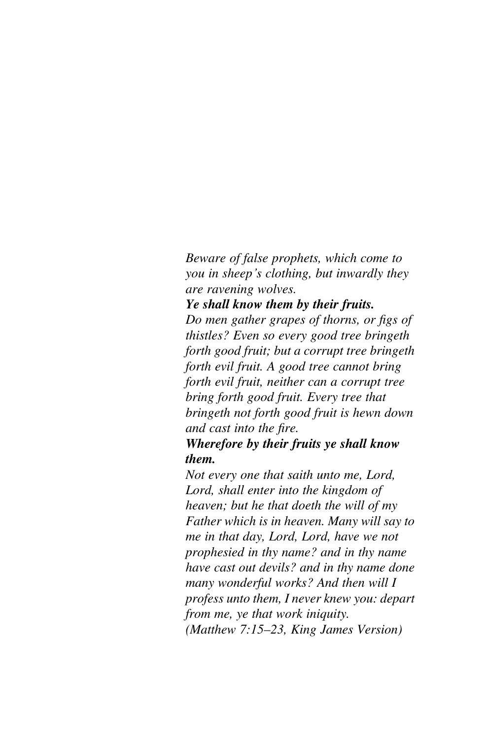*Beware of false prophets, which come to you in sheep's clothing, but inwardly they are ravening wolves.*

***Ye shall know them by their fruits.***

*Do men gather grapes of thorns, or figs of thistles? Even so every good tree bringeth forth good fruit; but a corrupt tree bringeth forth evil fruit. A good tree cannot bring forth evil fruit, neither can a corrupt tree bring forth good fruit. Every tree that bringeth not forth good fruit is hewn down and cast into the fire.*

***Wherefore by their fruits ye shall know them.***

*Not every one that saith unto me, Lord, Lord, shall enter into the kingdom of heaven; but he that doeth the will of my Father which is in heaven. Many will say to me in that day, Lord, Lord, have we not prophesied in thy name? and in thy name have cast out devils? and in thy name done many wonderful works? And then will I profess unto them, I never knew you: depart from me, ye that work iniquity.*

*(Matthew 7:15–23, King James Version)*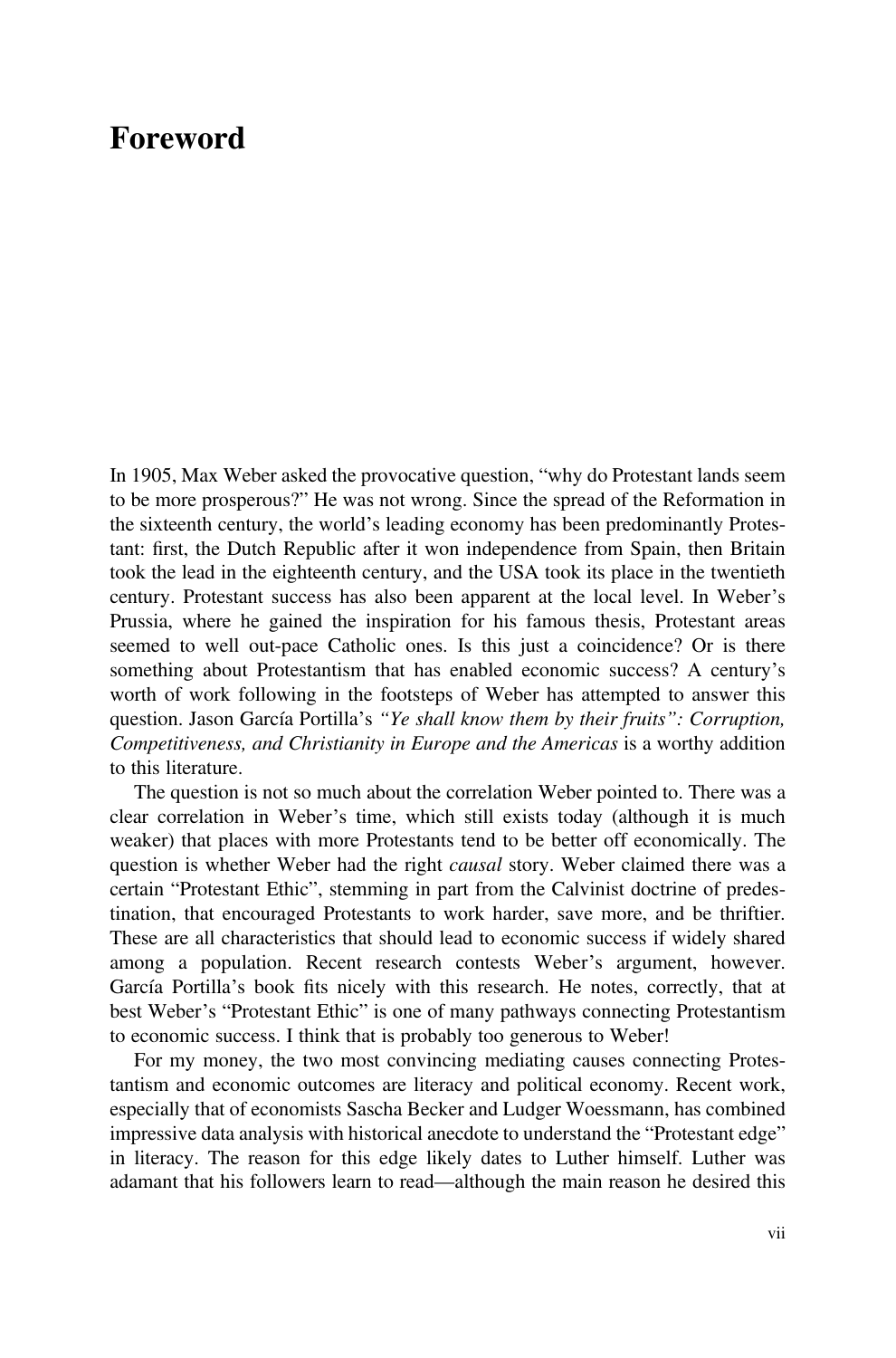# Foreword

In 1905, Max Weber asked the provocative question, "why do Protestant lands seem to be more prosperous?" He was not wrong. Since the spread of the Reformation in the sixteenth century, the world's leading economy has been predominantly Protestant: first, the Dutch Republic after it won independence from Spain, then Britain took the lead in the eighteenth century, and the USA took its place in the twentieth century. Protestant success has also been apparent at the local level. In Weber's Prussia, where he gained the inspiration for his famous thesis, Protestant areas seemed to well out-pace Catholic ones. Is this just a coincidence? Or is there something about Protestantism that has enabled economic success? A century's worth of work following in the footsteps of Weber has attempted to answer this question. Jason García Portilla's *"Ye shall know them by their fruits": Corruption, Competitiveness, and Christianity in Europe and the Americas* is a worthy addition to this literature.

The question is not so much about the correlation Weber pointed to. There was a clear correlation in Weber's time, which still exists today (although it is much weaker) that places with more Protestants tend to be better off economically. The question is whether Weber had the right *causal* story. Weber claimed there was a certain "Protestant Ethic", stemming in part from the Calvinist doctrine of predestination, that encouraged Protestants to work harder, save more, and be thriftier. These are all characteristics that should lead to economic success if widely shared among a population. Recent research contests Weber's argument, however. García Portilla's book fits nicely with this research. He notes, correctly, that at best Weber's "Protestant Ethic" is one of many pathways connecting Protestantism to economic success. I think that is probably too generous to Weber!

For my money, the two most convincing mediating causes connecting Protestantism and economic outcomes are literacy and political economy. Recent work, especially that of economists Sascha Becker and Ludger Woessmann, has combined impressive data analysis with historical anecdote to understand the "Protestant edge" in literacy. The reason for this edge likely dates to Luther himself. Luther was adamant that his followers learn to read—although the main reason he desired this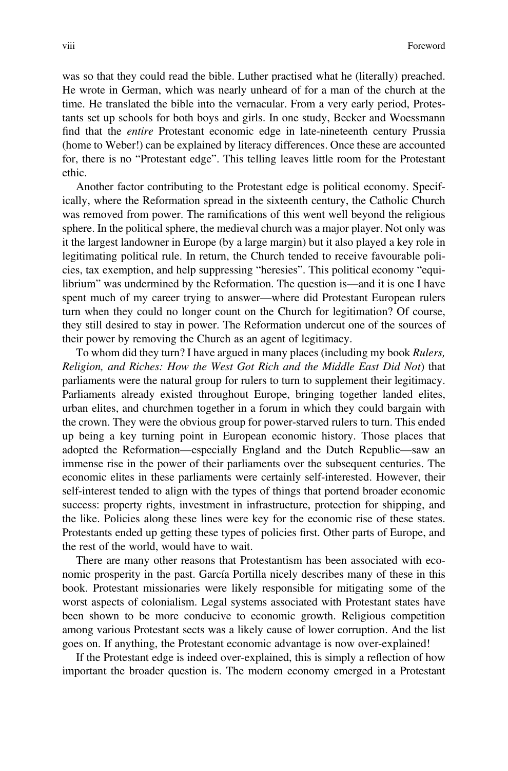was so that they could read the bible. Luther practised what he (literally) preached. He wrote in German, which was nearly unheard of for a man of the church at the time. He translated the bible into the vernacular. From a very early period, Protestants set up schools for both boys and girls. In one study, Becker and Woessmann find that the *entire* Protestant economic edge in late-nineteenth century Prussia (home to Weber!) can be explained by literacy differences. Once these are accounted for, there is no "Protestant edge". This telling leaves little room for the Protestant ethic.

Another factor contributing to the Protestant edge is political economy. Specifically, where the Reformation spread in the sixteenth century, the Catholic Church was removed from power. The ramifications of this went well beyond the religious sphere. In the political sphere, the medieval church was a major player. Not only was it the largest landowner in Europe (by a large margin) but it also played a key role in legitimating political rule. In return, the Church tended to receive favourable policies, tax exemption, and help suppressing "heresies". This political economy "equilibrium" was undermined by the Reformation. The question is—and it is one I have spent much of my career trying to answer—where did Protestant European rulers turn when they could no longer count on the Church for legitimation? Of course, they still desired to stay in power. The Reformation undercut one of the sources of their power by removing the Church as an agent of legitimacy.

To whom did they turn? I have argued in many places (including my book *Rulers, Religion, and Riches: How the West Got Rich and the Middle East Did Not*) that parliaments were the natural group for rulers to turn to supplement their legitimacy. Parliaments already existed throughout Europe, bringing together landed elites, urban elites, and churchmen together in a forum in which they could bargain with the crown. They were the obvious group for power-starved rulers to turn. This ended up being a key turning point in European economic history. Those places that adopted the Reformation—especially England and the Dutch Republic—saw an immense rise in the power of their parliaments over the subsequent centuries. The economic elites in these parliaments were certainly self-interested. However, their self-interest tended to align with the types of things that portend broader economic success: property rights, investment in infrastructure, protection for shipping, and the like. Policies along these lines were key for the economic rise of these states. Protestants ended up getting these types of policies first. Other parts of Europe, and the rest of the world, would have to wait.

There are many other reasons that Protestantism has been associated with economic prosperity in the past. García Portilla nicely describes many of these in this book. Protestant missionaries were likely responsible for mitigating some of the worst aspects of colonialism. Legal systems associated with Protestant states have been shown to be more conducive to economic growth. Religious competition among various Protestant sects was a likely cause of lower corruption. And the list goes on. If anything, the Protestant economic advantage is now over-explained!

If the Protestant edge is indeed over-explained, this is simply a reflection of how important the broader question is. The modern economy emerged in a Protestant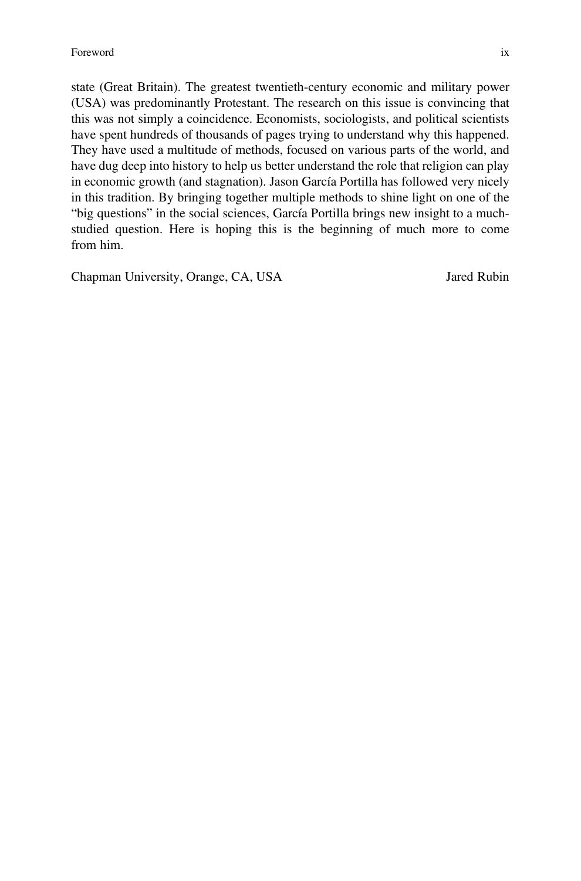state (Great Britain). The greatest twentieth-century economic and military power (USA) was predominantly Protestant. The research on this issue is convincing that this was not simply a coincidence. Economists, sociologists, and political scientists have spent hundreds of thousands of pages trying to understand why this happened. They have used a multitude of methods, focused on various parts of the world, and have dug deep into history to help us better understand the role that religion can play in economic growth (and stagnation). Jason García Portilla has followed very nicely in this tradition. By bringing together multiple methods to shine light on one of the "big questions" in the social sciences, García Portilla brings new insight to a much-studied question. Here is hoping this is the beginning of much more to come from him.

Chapman University, Orange, CA, USA — Jared Rubin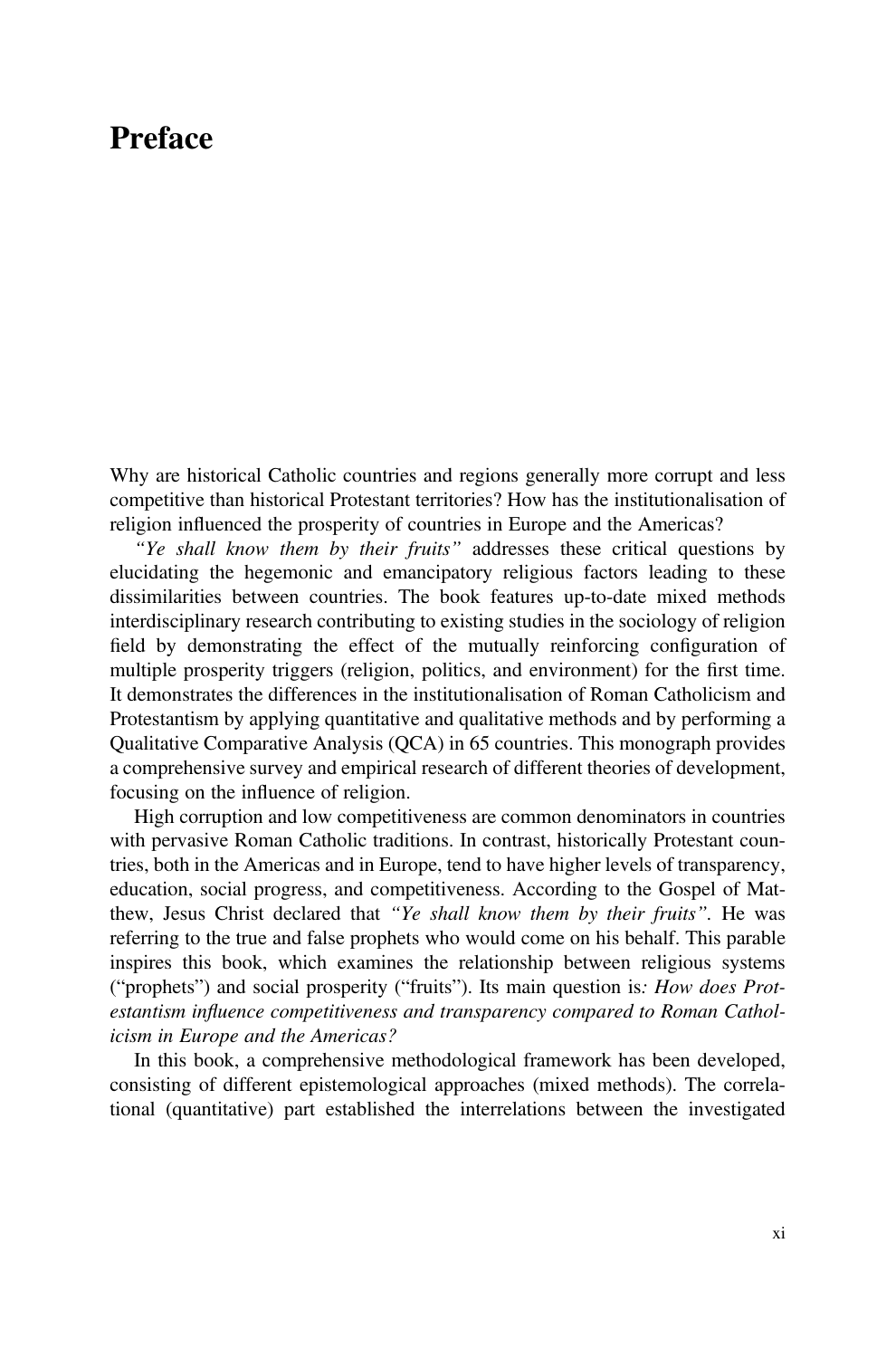# Preface

Why are historical Catholic countries and regions generally more corrupt and less competitive than historical Protestant territories? How has the institutionalisation of religion influenced the prosperity of countries in Europe and the Americas?

*"Ye shall know them by their fruits"* addresses these critical questions by elucidating the hegemonic and emancipatory religious factors leading to these dissimilarities between countries. The book features up-to-date mixed methods interdisciplinary research contributing to existing studies in the sociology of religion field by demonstrating the effect of the mutually reinforcing configuration of multiple prosperity triggers (religion, politics, and environment) for the first time. It demonstrates the differences in the institutionalisation of Roman Catholicism and Protestantism by applying quantitative and qualitative methods and by performing a Qualitative Comparative Analysis (QCA) in 65 countries. This monograph provides a comprehensive survey and empirical research of different theories of development, focusing on the influence of religion.

High corruption and low competitiveness are common denominators in countries with pervasive Roman Catholic traditions. In contrast, historically Protestant countries, both in the Americas and in Europe, tend to have higher levels of transparency, education, social progress, and competitiveness. According to the Gospel of Matthew, Jesus Christ declared that *"Ye shall know them by their fruits"*. He was referring to the true and false prophets who would come on his behalf. This parable inspires this book, which examines the relationship between religious systems ("prophets") and social prosperity ("fruits"). Its main question is*: How does Protestantism influence competitiveness and transparency compared to Roman Catholicism in Europe and the Americas?*

In this book, a comprehensive methodological framework has been developed, consisting of different epistemological approaches (mixed methods). The correlational (quantitative) part established the interrelations between the investigated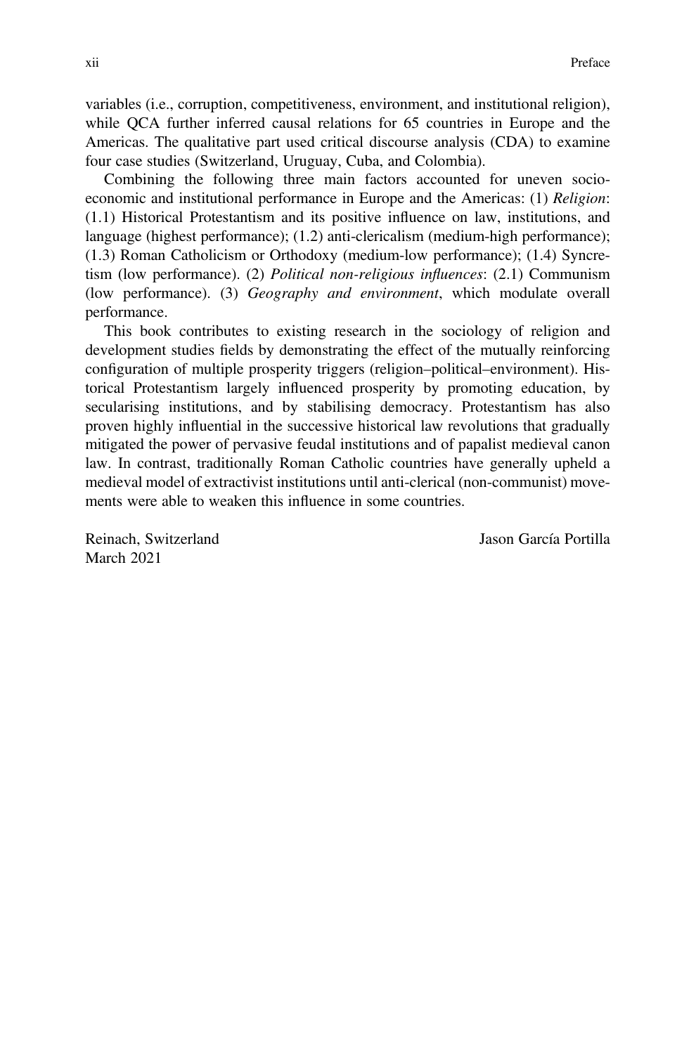variables (i.e., corruption, competitiveness, environment, and institutional religion), while QCA further inferred causal relations for 65 countries in Europe and the Americas. The qualitative part used critical discourse analysis (CDA) to examine four case studies (Switzerland, Uruguay, Cuba, and Colombia).

Combining the following three main factors accounted for uneven socio-economic and institutional performance in Europe and the Americas: (1) *Religion*: (1.1) Historical Protestantism and its positive influence on law, institutions, and language (highest performance); (1.2) anti-clericalism (medium-high performance); (1.3) Roman Catholicism or Orthodoxy (medium-low performance); (1.4) Syncretism (low performance). (2) *Political non-religious influences*: (2.1) Communism (low performance). (3) *Geography and environment*, which modulate overall performance.

This book contributes to existing research in the sociology of religion and development studies fields by demonstrating the effect of the mutually reinforcing configuration of multiple prosperity triggers (religion–political–environment). Historical Protestantism largely influenced prosperity by promoting education, by secularising institutions, and by stabilising democracy. Protestantism has also proven highly influential in the successive historical law revolutions that gradually mitigated the power of pervasive feudal institutions and of papalist medieval canon law. In contrast, traditionally Roman Catholic countries have generally upheld a medieval model of extractivist institutions until anti-clerical (non-communist) movements were able to weaken this influence in some countries.

Reinach, Switzerland
March 2021

Jason García Portilla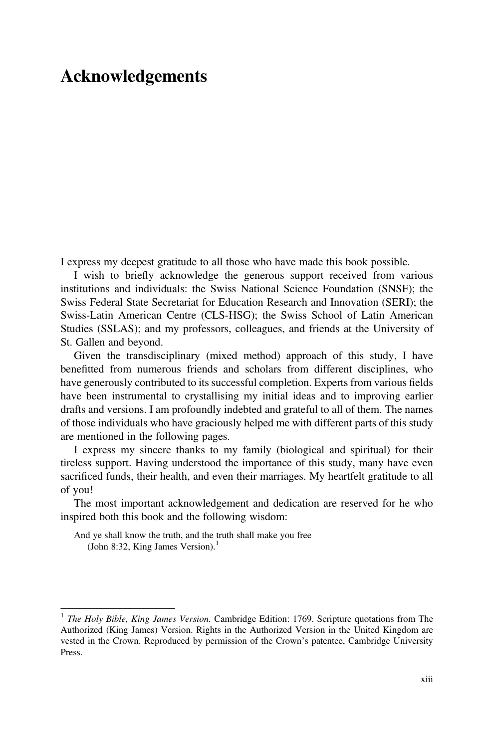# Acknowledgements

I express my deepest gratitude to all those who have made this book possible.

I wish to briefly acknowledge the generous support received from various institutions and individuals: the Swiss National Science Foundation (SNSF); the Swiss Federal State Secretariat for Education Research and Innovation (SERI); the Swiss-Latin American Centre (CLS-HSG); the Swiss School of Latin American Studies (SSLAS); and my professors, colleagues, and friends at the University of St. Gallen and beyond.

Given the transdisciplinary (mixed method) approach of this study, I have benefitted from numerous friends and scholars from different disciplines, who have generously contributed to its successful completion. Experts from various fields have been instrumental to crystallising my initial ideas and to improving earlier drafts and versions. I am profoundly indebted and grateful to all of them. The names of those individuals who have graciously helped me with different parts of this study are mentioned in the following pages.

I express my sincere thanks to my family (biological and spiritual) for their tireless support. Having understood the importance of this study, many have even sacrificed funds, their health, and even their marriages. My heartfelt gratitude to all of you!

The most important acknowledgement and dedication are reserved for he who inspired both this book and the following wisdom:

> And ye shall know the truth, and the truth shall make you free
> (John 8:32, King James Version).[1]

---

[1] *The Holy Bible, King James Version.* Cambridge Edition: 1769. Scripture quotations from The Authorized (King James) Version. Rights in the Authorized Version in the United Kingdom are vested in the Crown. Reproduced by permission of the Crown's patentee, Cambridge University Press.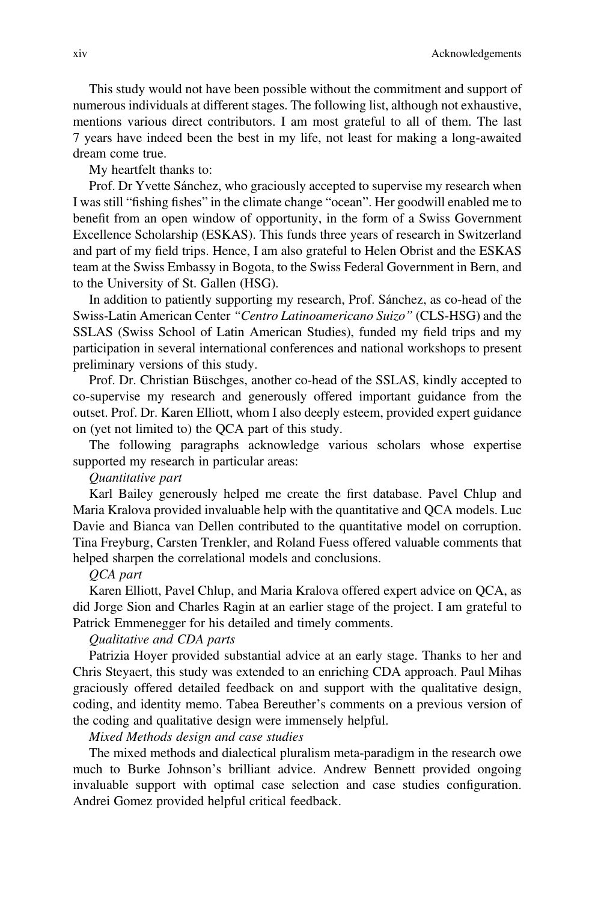This study would not have been possible without the commitment and support of numerous individuals at different stages. The following list, although not exhaustive, mentions various direct contributors. I am most grateful to all of them. The last 7 years have indeed been the best in my life, not least for making a long-awaited dream come true.

My heartfelt thanks to:

Prof. Dr Yvette Sánchez, who graciously accepted to supervise my research when I was still "fishing fishes" in the climate change "ocean". Her goodwill enabled me to benefit from an open window of opportunity, in the form of a Swiss Government Excellence Scholarship (ESKAS). This funds three years of research in Switzerland and part of my field trips. Hence, I am also grateful to Helen Obrist and the ESKAS team at the Swiss Embassy in Bogota, to the Swiss Federal Government in Bern, and to the University of St. Gallen (HSG).

In addition to patiently supporting my research, Prof. Sánchez, as co-head of the Swiss-Latin American Center *"Centro Latinoamericano Suizo"* (CLS-HSG) and the SSLAS (Swiss School of Latin American Studies), funded my field trips and my participation in several international conferences and national workshops to present preliminary versions of this study.

Prof. Dr. Christian Büschges, another co-head of the SSLAS, kindly accepted to co-supervise my research and generously offered important guidance from the outset. Prof. Dr. Karen Elliott, whom I also deeply esteem, provided expert guidance on (yet not limited to) the QCA part of this study.

The following paragraphs acknowledge various scholars whose expertise supported my research in particular areas:

*Quantitative part*

Karl Bailey generously helped me create the first database. Pavel Chlup and Maria Kralova provided invaluable help with the quantitative and QCA models. Luc Davie and Bianca van Dellen contributed to the quantitative model on corruption. Tina Freyburg, Carsten Trenkler, and Roland Fuess offered valuable comments that helped sharpen the correlational models and conclusions.

*QCA part*

Karen Elliott, Pavel Chlup, and Maria Kralova offered expert advice on QCA, as did Jorge Sion and Charles Ragin at an earlier stage of the project. I am grateful to Patrick Emmenegger for his detailed and timely comments.

*Qualitative and CDA parts*

Patrizia Hoyer provided substantial advice at an early stage. Thanks to her and Chris Steyaert, this study was extended to an enriching CDA approach. Paul Mihas graciously offered detailed feedback on and support with the qualitative design, coding, and identity memo. Tabea Bereuther's comments on a previous version of the coding and qualitative design were immensely helpful.

*Mixed Methods design and case studies*

The mixed methods and dialectical pluralism meta-paradigm in the research owe much to Burke Johnson's brilliant advice. Andrew Bennett provided ongoing invaluable support with optimal case selection and case studies configuration. Andrei Gomez provided helpful critical feedback.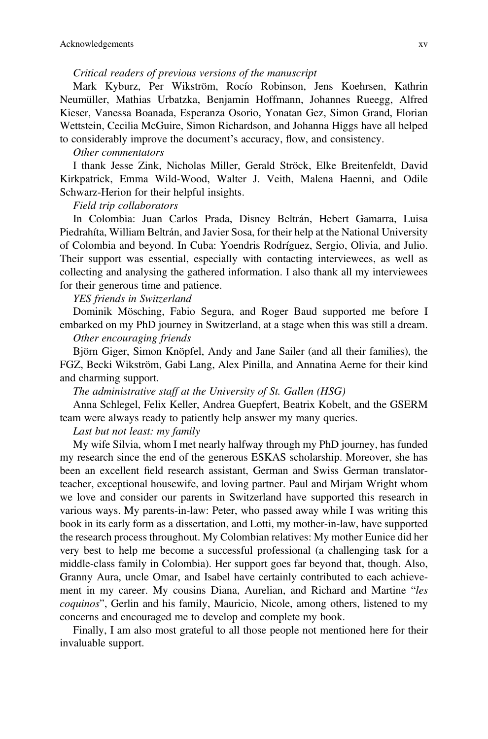*Critical readers of previous versions of the manuscript*

Mark Kyburz, Per Wikström, Rocío Robinson, Jens Koehrsen, Kathrin Neumüller, Mathias Urbatzka, Benjamin Hoffmann, Johannes Rueegg, Alfred Kieser, Vanessa Boanada, Esperanza Osorio, Yonatan Gez, Simon Grand, Florian Wettstein, Cecilia McGuire, Simon Richardson, and Johanna Higgs have all helped to considerably improve the document's accuracy, flow, and consistency.

*Other commentators*

I thank Jesse Zink, Nicholas Miller, Gerald Ströck, Elke Breitenfeldt, David Kirkpatrick, Emma Wild-Wood, Walter J. Veith, Malena Haenni, and Odile Schwarz-Herion for their helpful insights.

*Field trip collaborators*

In Colombia: Juan Carlos Prada, Disney Beltrán, Hebert Gamarra, Luisa Piedrahíta, William Beltrán, and Javier Sosa, for their help at the National University of Colombia and beyond. In Cuba: Yoendris Rodríguez, Sergio, Olivia, and Julio. Their support was essential, especially with contacting interviewees, as well as collecting and analysing the gathered information. I also thank all my interviewees for their generous time and patience.

*YES friends in Switzerland*

Dominik Mösching, Fabio Segura, and Roger Baud supported me before I embarked on my PhD journey in Switzerland, at a stage when this was still a dream.

*Other encouraging friends*

Björn Giger, Simon Knöpfel, Andy and Jane Sailer (and all their families), the FGZ, Becki Wikström, Gabi Lang, Alex Pinilla, and Annatina Aerne for their kind and charming support.

*The administrative staff at the University of St. Gallen (HSG)*

Anna Schlegel, Felix Keller, Andrea Guepfert, Beatrix Kobelt, and the GSERM team were always ready to patiently help answer my many queries.

*Last but not least: my family*

My wife Silvia, whom I met nearly halfway through my PhD journey, has funded my research since the end of the generous ESKAS scholarship. Moreover, she has been an excellent field research assistant, German and Swiss German translator-teacher, exceptional housewife, and loving partner. Paul and Mirjam Wright whom we love and consider our parents in Switzerland have supported this research in various ways. My parents-in-law: Peter, who passed away while I was writing this book in its early form as a dissertation, and Lotti, my mother-in-law, have supported the research process throughout. My Colombian relatives: My mother Eunice did her very best to help me become a successful professional (a challenging task for a middle-class family in Colombia). Her support goes far beyond that, though. Also, Granny Aura, uncle Omar, and Isabel have certainly contributed to each achievement in my career. My cousins Diana, Aurelian, and Richard and Martine "*les coquinos*", Gerlin and his family, Mauricio, Nicole, among others, listened to my concerns and encouraged me to develop and complete my book.

Finally, I am also most grateful to all those people not mentioned here for their invaluable support.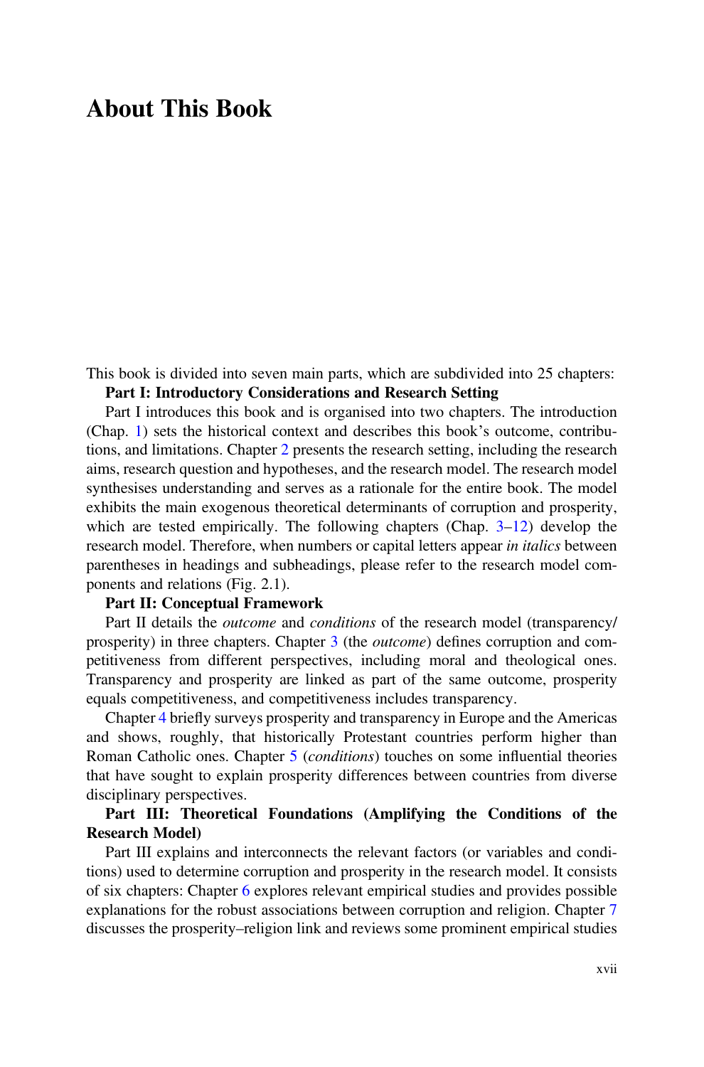# About This Book

This book is divided into seven main parts, which are subdivided into 25 chapters:

**Part I: Introductory Considerations and Research Setting**

Part I introduces this book and is organised into two chapters. The introduction (Chap. 1) sets the historical context and describes this book's outcome, contributions, and limitations. Chapter 2 presents the research setting, including the research aims, research question and hypotheses, and the research model. The research model synthesises understanding and serves as a rationale for the entire book. The model exhibits the main exogenous theoretical determinants of corruption and prosperity, which are tested empirically. The following chapters (Chap. 3–12) develop the research model. Therefore, when numbers or capital letters appear *in italics* between parentheses in headings and subheadings, please refer to the research model components and relations (Fig. 2.1).

**Part II: Conceptual Framework**

Part II details the *outcome* and *conditions* of the research model (transparency/prosperity) in three chapters. Chapter 3 (the *outcome*) defines corruption and competitiveness from different perspectives, including moral and theological ones. Transparency and prosperity are linked as part of the same outcome, prosperity equals competitiveness, and competitiveness includes transparency.

Chapter 4 briefly surveys prosperity and transparency in Europe and the Americas and shows, roughly, that historically Protestant countries perform higher than Roman Catholic ones. Chapter 5 (*conditions*) touches on some influential theories that have sought to explain prosperity differences between countries from diverse disciplinary perspectives.

**Part III: Theoretical Foundations (Amplifying the Conditions of the Research Model)**

Part III explains and interconnects the relevant factors (or variables and conditions) used to determine corruption and prosperity in the research model. It consists of six chapters: Chapter 6 explores relevant empirical studies and provides possible explanations for the robust associations between corruption and religion. Chapter 7 discusses the prosperity–religion link and reviews some prominent empirical studies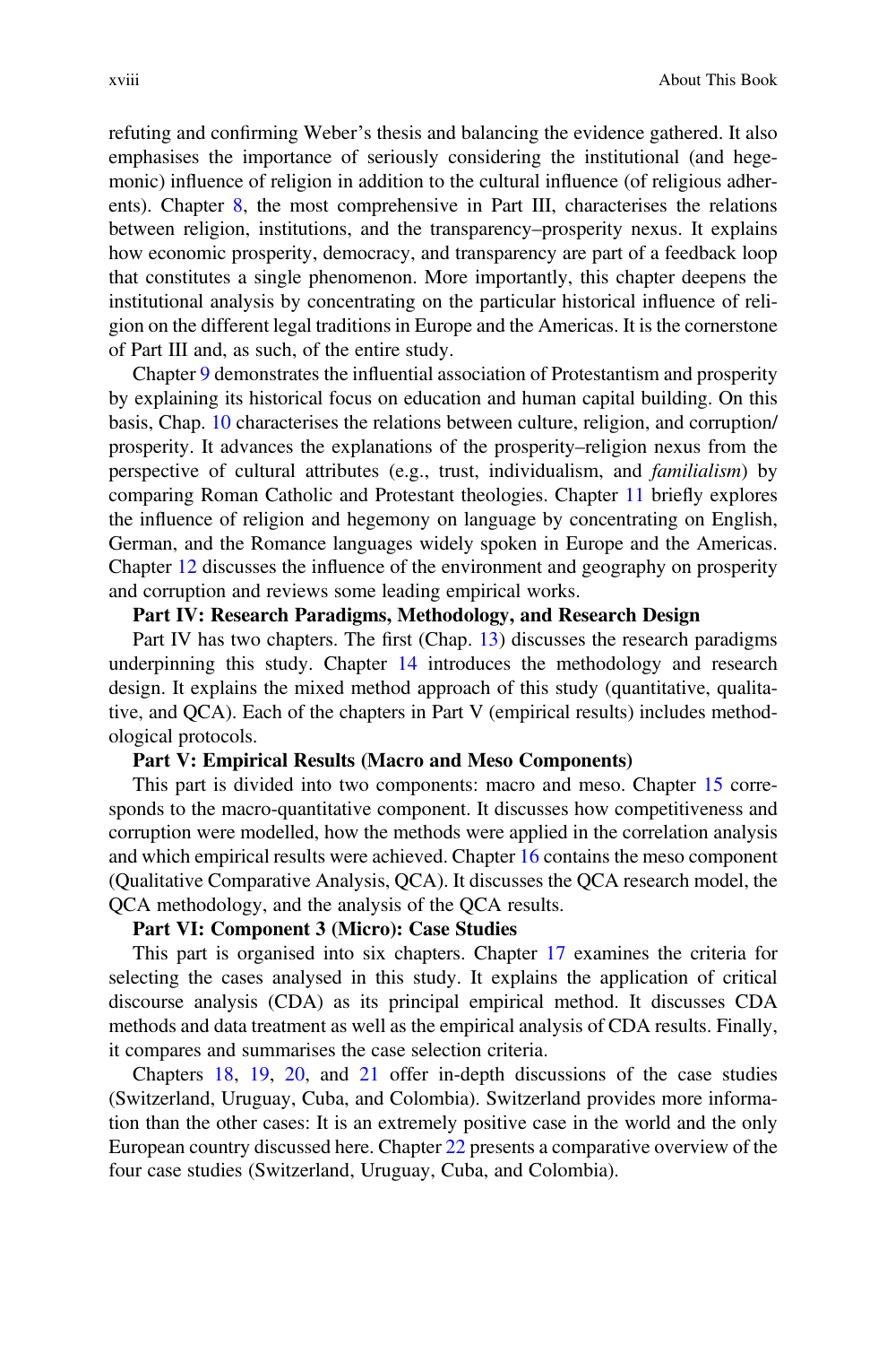refuting and confirming Weber's thesis and balancing the evidence gathered. It also emphasises the importance of seriously considering the institutional (and hegemonic) influence of religion in addition to the cultural influence (of religious adherents). Chapter 8, the most comprehensive in Part III, characterises the relations between religion, institutions, and the transparency–prosperity nexus. It explains how economic prosperity, democracy, and transparency are part of a feedback loop that constitutes a single phenomenon. More importantly, this chapter deepens the institutional analysis by concentrating on the particular historical influence of religion on the different legal traditions in Europe and the Americas. It is the cornerstone of Part III and, as such, of the entire study.

Chapter 9 demonstrates the influential association of Protestantism and prosperity by explaining its historical focus on education and human capital building. On this basis, Chap. 10 characterises the relations between culture, religion, and corruption/prosperity. It advances the explanations of the prosperity–religion nexus from the perspective of cultural attributes (e.g., trust, individualism, and *familialism*) by comparing Roman Catholic and Protestant theologies. Chapter 11 briefly explores the influence of religion and hegemony on language by concentrating on English, German, and the Romance languages widely spoken in Europe and the Americas. Chapter 12 discusses the influence of the environment and geography on prosperity and corruption and reviews some leading empirical works.

**Part IV: Research Paradigms, Methodology, and Research Design**

Part IV has two chapters. The first (Chap. 13) discusses the research paradigms underpinning this study. Chapter 14 introduces the methodology and research design. It explains the mixed method approach of this study (quantitative, qualitative, and QCA). Each of the chapters in Part V (empirical results) includes methodological protocols.

**Part V: Empirical Results (Macro and Meso Components)**

This part is divided into two components: macro and meso. Chapter 15 corresponds to the macro-quantitative component. It discusses how competitiveness and corruption were modelled, how the methods were applied in the correlation analysis and which empirical results were achieved. Chapter 16 contains the meso component (Qualitative Comparative Analysis, QCA). It discusses the QCA research model, the QCA methodology, and the analysis of the QCA results.

**Part VI: Component 3 (Micro): Case Studies**

This part is organised into six chapters. Chapter 17 examines the criteria for selecting the cases analysed in this study. It explains the application of critical discourse analysis (CDA) as its principal empirical method. It discusses CDA methods and data treatment as well as the empirical analysis of CDA results. Finally, it compares and summarises the case selection criteria.

Chapters 18, 19, 20, and 21 offer in-depth discussions of the case studies (Switzerland, Uruguay, Cuba, and Colombia). Switzerland provides more information than the other cases: It is an extremely positive case in the world and the only European country discussed here. Chapter 22 presents a comparative overview of the four case studies (Switzerland, Uruguay, Cuba, and Colombia).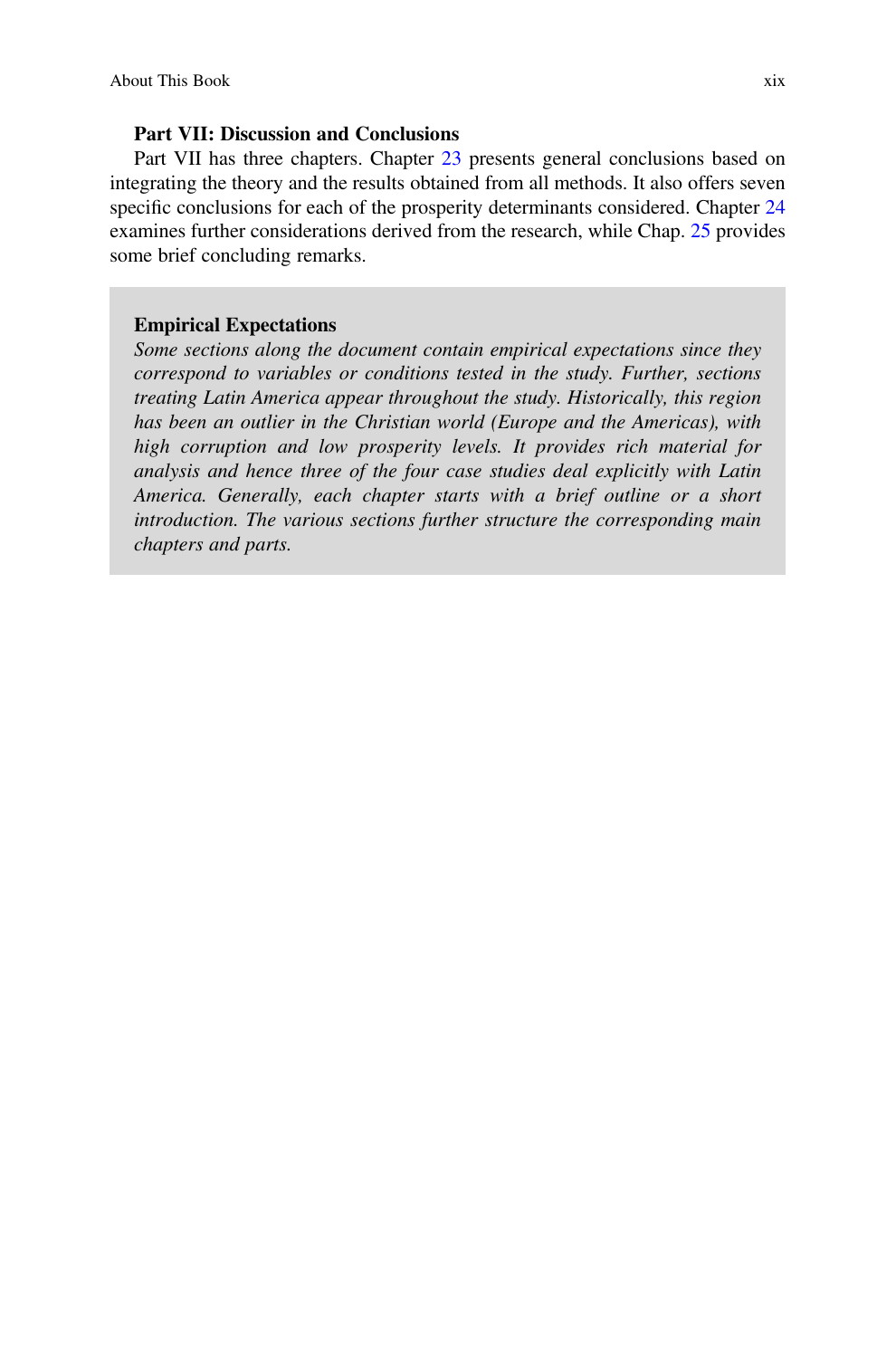**Part VII: Discussion and Conclusions**

Part VII has three chapters. Chapter 23 presents general conclusions based on integrating the theory and the results obtained from all methods. It also offers seven specific conclusions for each of the prosperity determinants considered. Chapter 24 examines further considerations derived from the research, while Chap. 25 provides some brief concluding remarks.

> **Empirical Expectations**
>
> *Some sections along the document contain empirical expectations since they correspond to variables or conditions tested in the study. Further, sections treating Latin America appear throughout the study. Historically, this region has been an outlier in the Christian world (Europe and the Americas), with high corruption and low prosperity levels. It provides rich material for analysis and hence three of the four case studies deal explicitly with Latin America. Generally, each chapter starts with a brief outline or a short introduction. The various sections further structure the corresponding main chapters and parts.*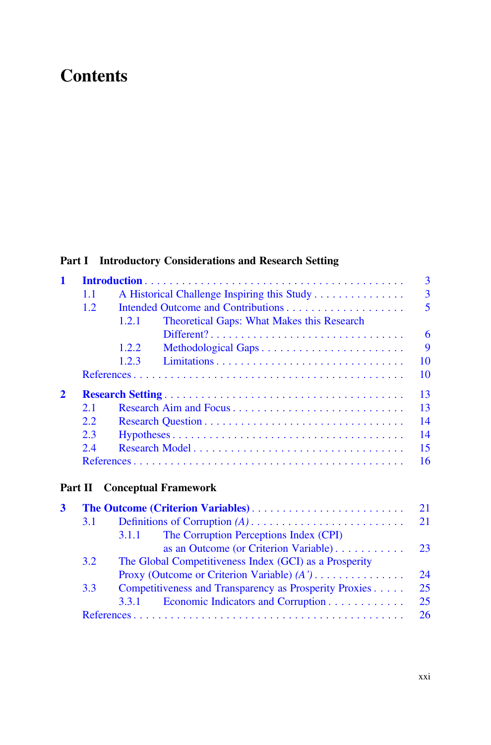# Contents

## Part I Introductory Considerations and Research Setting

**1 Introduction** . . . . . . . . . . . . . . . . . . . . . . . . . . . . . . . . . . . . . . . . . 3
- 1.1 A Historical Challenge Inspiring this Study . . . . . . . . . . . . . . . 3
- 1.2 Intended Outcome and Contributions . . . . . . . . . . . . . . . . . . . 5
  - 1.2.1 Theoretical Gaps: What Makes this Research Different? . . . . . . . . . . . . . . . . . . . . . . . . . . . . . . . . . 6
  - 1.2.2 Methodological Gaps . . . . . . . . . . . . . . . . . . . . . . . . 9
  - 1.2.3 Limitations . . . . . . . . . . . . . . . . . . . . . . . . . . . . . . . 10
- References . . . . . . . . . . . . . . . . . . . . . . . . . . . . . . . . . . . . . . . . . . 10

**2 Research Setting** . . . . . . . . . . . . . . . . . . . . . . . . . . . . . . . . . . . . 13
- 2.1 Research Aim and Focus . . . . . . . . . . . . . . . . . . . . . . . . . . . 13
- 2.2 Research Question . . . . . . . . . . . . . . . . . . . . . . . . . . . . . . . 14
- 2.3 Hypotheses . . . . . . . . . . . . . . . . . . . . . . . . . . . . . . . . . . . . 14
- 2.4 Research Model . . . . . . . . . . . . . . . . . . . . . . . . . . . . . . . . . 15
- References . . . . . . . . . . . . . . . . . . . . . . . . . . . . . . . . . . . . . . . . . . 16

## Part II Conceptual Framework

**3 The Outcome (Criterion Variables)** . . . . . . . . . . . . . . . . . . . . . . . . 21
- 3.1 Definitions of Corruption *(A)* . . . . . . . . . . . . . . . . . . . . . . . . 21
  - 3.1.1 The Corruption Perceptions Index (CPI) as an Outcome (or Criterion Variable) . . . . . . . . . . . 23
- 3.2 The Global Competitiveness Index (GCI) as a Prosperity Proxy (Outcome or Criterion Variable) *(A')* . . . . . . . . . . . . . . . 24
- 3.3 Competitiveness and Transparency as Prosperity Proxies . . . . . 25
  - 3.3.1 Economic Indicators and Corruption . . . . . . . . . . . . 25
- References . . . . . . . . . . . . . . . . . . . . . . . . . . . . . . . . . . . . . . . . . . 26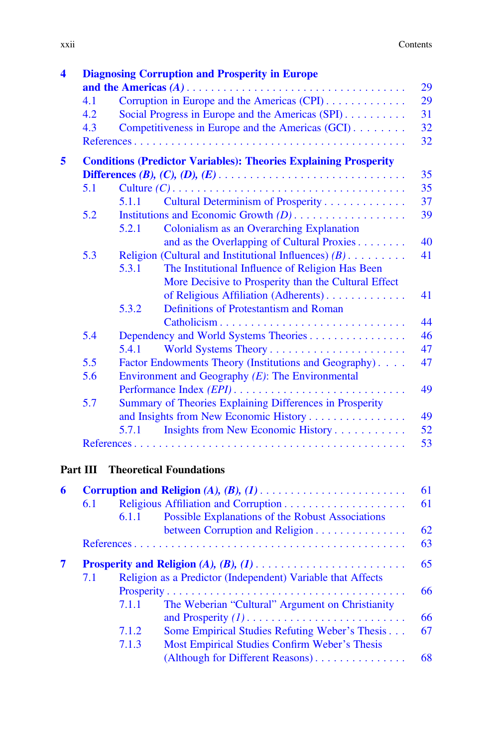**4 Diagnosing Corruption and Prosperity in Europe and the Americas *(A)*** . . . . . 29

- 4.1 Corruption in Europe and the Americas (CPI) . . . . . 29
- 4.2 Social Progress in Europe and the Americas (SPI) . . . . . 31
- 4.3 Competitiveness in Europe and the Americas (GCI) . . . . . 32
- References . . . . . 32

**5 Conditions (Predictor Variables): Theories Explaining Prosperity Differences *(B), (C), (D), (E)*** . . . . . 35

- 5.1 Culture *(C)* . . . . . 35
  - 5.1.1 Cultural Determinism of Prosperity . . . . . 37
- 5.2 Institutions and Economic Growth *(D)* . . . . . 39
  - 5.2.1 Colonialism as an Overarching Explanation and as the Overlapping of Cultural Proxies . . . . . 40
- 5.3 Religion (Cultural and Institutional Influences) *(B)* . . . . . 41
  - 5.3.1 The Institutional Influence of Religion Has Been More Decisive to Prosperity than the Cultural Effect of Religious Affiliation (Adherents) . . . . . 41
  - 5.3.2 Definitions of Protestantism and Roman Catholicism . . . . . 44
- 5.4 Dependency and World Systems Theories . . . . . 46
  - 5.4.1 World Systems Theory . . . . . 47
- 5.5 Factor Endowments Theory (Institutions and Geography) . . . . . 47
- 5.6 Environment and Geography *(E)*: The Environmental Performance Index *(EPI)* . . . . . 49
- 5.7 Summary of Theories Explaining Differences in Prosperity and Insights from New Economic History . . . . . 49
  - 5.7.1 Insights from New Economic History . . . . . 52
- References . . . . . 53

**Part III Theoretical Foundations**

**6 Corruption and Religion *(A), (B), (1)*** . . . . . 61

- 6.1 Religious Affiliation and Corruption . . . . . 61
  - 6.1.1 Possible Explanations of the Robust Associations between Corruption and Religion . . . . . 62
- References . . . . . 63

**7 Prosperity and Religion *(A), (B), (1)*** . . . . . 65

- 7.1 Religion as a Predictor (Independent) Variable that Affects Prosperity . . . . . 66
  - 7.1.1 The Weberian "Cultural" Argument on Christianity and Prosperity *(1)* . . . . . 66
  - 7.1.2 Some Empirical Studies Refuting Weber's Thesis . . . . . 67
  - 7.1.3 Most Empirical Studies Confirm Weber's Thesis (Although for Different Reasons) . . . . . 68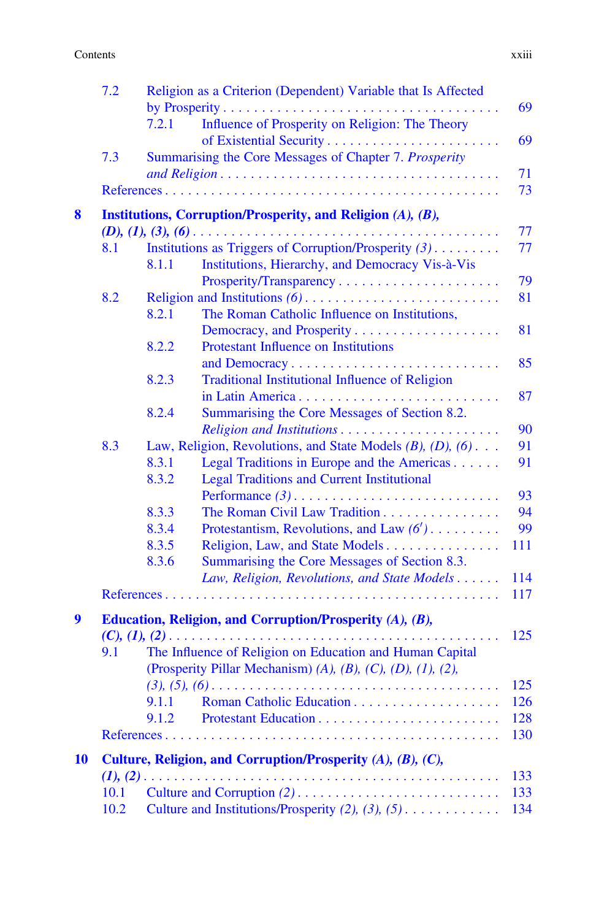| | | | |
|---|---|---|---|
| 7.2 | Religion as a Criterion (Dependent) Variable that Is Affected by Prosperity | | 69 |
| | 7.2.1 | Influence of Prosperity on Religion: The Theory of Existential Security | 69 |
| 7.3 | Summarising the Core Messages of Chapter 7. *Prosperity and Religion* | | 71 |
| References | | | 73 |

**8 Institutions, Corruption/Prosperity, and Religion *(A), (B), (D), (1), (3), (6)*** ... 77

| | | | |
|---|---|---|---|
| 8.1 | Institutions as Triggers of Corruption/Prosperity *(3)* | | 77 |
| | 8.1.1 | Institutions, Hierarchy, and Democracy Vis-à-Vis Prosperity/Transparency | 79 |
| 8.2 | Religion and Institutions *(6)* | | 81 |
| | 8.2.1 | The Roman Catholic Influence on Institutions, Democracy, and Prosperity | 81 |
| | 8.2.2 | Protestant Influence on Institutions and Democracy | 85 |
| | 8.2.3 | Traditional Institutional Influence of Religion in Latin America | 87 |
| | 8.2.4 | Summarising the Core Messages of Section 8.2. *Religion and Institutions* | 90 |
| 8.3 | Law, Religion, Revolutions, and State Models *(B), (D), (6)* | | 91 |
| | 8.3.1 | Legal Traditions in Europe and the Americas | 91 |
| | 8.3.2 | Legal Traditions and Current Institutional Performance *(3)* | 93 |
| | 8.3.3 | The Roman Civil Law Tradition | 94 |
| | 8.3.4 | Protestantism, Revolutions, and Law *(6')* | 99 |
| | 8.3.5 | Religion, Law, and State Models | 111 |
| | 8.3.6 | Summarising the Core Messages of Section 8.3. *Law, Religion, Revolutions, and State Models* | 114 |
| References | | | 117 |

**9 Education, Religion, and Corruption/Prosperity *(A), (B), (C), (1), (2)*** ... 125

| | | | |
|---|---|---|---|
| 9.1 | The Influence of Religion on Education and Human Capital (Prosperity Pillar Mechanism) *(A), (B), (C), (D), (1), (2), (3), (5), (6)* | | 125 |
| | 9.1.1 | Roman Catholic Education | 126 |
| | 9.1.2 | Protestant Education | 128 |
| References | | | 130 |

**10 Culture, Religion, and Corruption/Prosperity *(A), (B), (C), (1), (2)*** ... 133

| | | |
|---|---|---|
| 10.1 | Culture and Corruption *(2)* | 133 |
| 10.2 | Culture and Institutions/Prosperity *(2), (3), (5)* | 134 |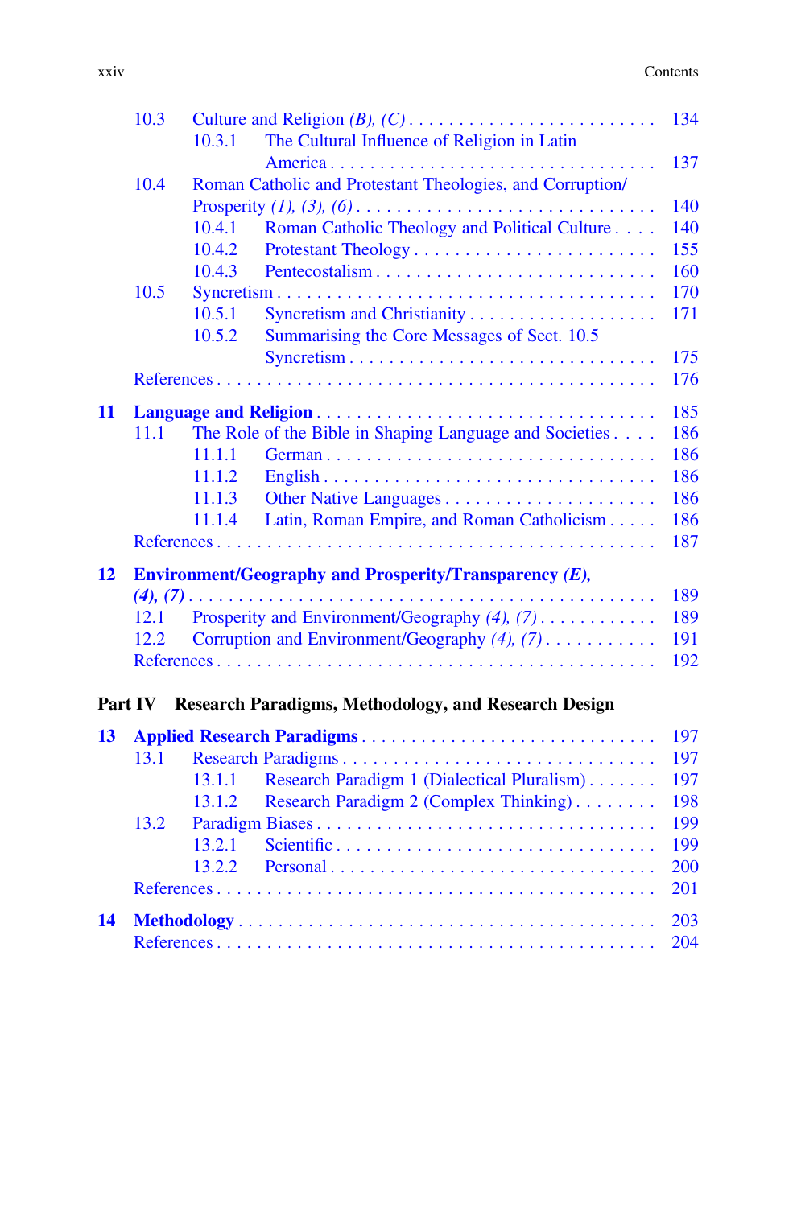10.3 Culture and Religion *(B), (C)* . . . . . . . . . . 134
 10.3.1 The Cultural Influence of Religion in Latin America . . . . . . . . . . 137
10.4 Roman Catholic and Protestant Theologies, and Corruption/Prosperity *(1), (3), (6)* . . . . . . . . . . 140
 10.4.1 Roman Catholic Theology and Political Culture . . . . 140
 10.4.2 Protestant Theology . . . . . . . . . . 155
 10.4.3 Pentecostalism . . . . . . . . . . 160
10.5 Syncretism . . . . . . . . . . 170
 10.5.1 Syncretism and Christianity . . . . . . . . . . 171
 10.5.2 Summarising the Core Messages of Sect. 10.5 Syncretism . . . . . . . . . . 175
References . . . . . . . . . . 176

**11 Language and Religion** . . . . . . . . . . 185
11.1 The Role of the Bible in Shaping Language and Societies . . . . 186
 11.1.1 German . . . . . . . . . . 186
 11.1.2 English . . . . . . . . . . 186
 11.1.3 Other Native Languages . . . . . . . . . . 186
 11.1.4 Latin, Roman Empire, and Roman Catholicism . . . . . 186
References . . . . . . . . . . 187

**12 Environment/Geography and Prosperity/Transparency *(E), (4), (7)*** . . . . . . . . . . 189
12.1 Prosperity and Environment/Geography *(4), (7)* . . . . . . . . . . 189
12.2 Corruption and Environment/Geography *(4), (7)* . . . . . . . . . . 191
References . . . . . . . . . . 192

**Part IV Research Paradigms, Methodology, and Research Design**

**13 Applied Research Paradigms** . . . . . . . . . . 197
13.1 Research Paradigms . . . . . . . . . . 197
 13.1.1 Research Paradigm 1 (Dialectical Pluralism) . . . . . . . 197
 13.1.2 Research Paradigm 2 (Complex Thinking) . . . . . . . . 198
13.2 Paradigm Biases . . . . . . . . . . 199
 13.2.1 Scientific . . . . . . . . . . 199
 13.2.2 Personal . . . . . . . . . . 200
References . . . . . . . . . . 201

**14 Methodology** . . . . . . . . . . 203
References . . . . . . . . . . 204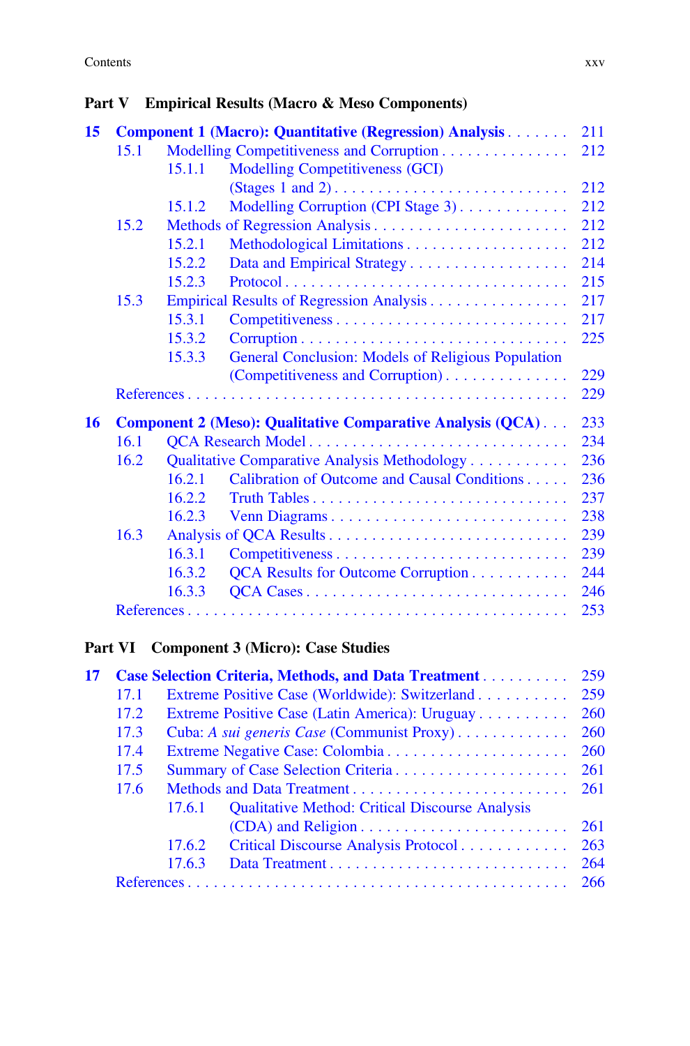## Part V Empirical Results (Macro & Meso Components)

**15 Component 1 (Macro): Quantitative (Regression) Analysis** . . . . . . . 211
- 15.1 Modelling Competitiveness and Corruption . . . . . . . . . . . . . . . 212
  - 15.1.1 Modelling Competitiveness (GCI) (Stages 1 and 2) . . . . . . . . . . . . . . . . . . . . . . . . . 212
  - 15.1.2 Modelling Corruption (CPI Stage 3) . . . . . . . . . . . . 212
- 15.2 Methods of Regression Analysis . . . . . . . . . . . . . . . . . . . . . 212
  - 15.2.1 Methodological Limitations . . . . . . . . . . . . . . . . . . . 212
  - 15.2.2 Data and Empirical Strategy . . . . . . . . . . . . . . . . . . 214
  - 15.2.3 Protocol . . . . . . . . . . . . . . . . . . . . . . . . . . . . . . . . 215
- 15.3 Empirical Results of Regression Analysis . . . . . . . . . . . . . . . . 217
  - 15.3.1 Competitiveness . . . . . . . . . . . . . . . . . . . . . . . . . . 217
  - 15.3.2 Corruption . . . . . . . . . . . . . . . . . . . . . . . . . . . . . 225
  - 15.3.3 General Conclusion: Models of Religious Population (Competitiveness and Corruption) . . . . . . . . . . . . . . 229
- References . . . . . . . . . . . . . . . . . . . . . . . . . . . . . . . . . . . . . . 229

**16 Component 2 (Meso): Qualitative Comparative Analysis (QCA)** . . . 233
- 16.1 QCA Research Model . . . . . . . . . . . . . . . . . . . . . . . . . . . . 234
- 16.2 Qualitative Comparative Analysis Methodology . . . . . . . . . . . 236
  - 16.2.1 Calibration of Outcome and Causal Conditions . . . . . 236
  - 16.2.2 Truth Tables . . . . . . . . . . . . . . . . . . . . . . . . . . . . . 237
  - 16.2.3 Venn Diagrams . . . . . . . . . . . . . . . . . . . . . . . . . . . 238
- 16.3 Analysis of QCA Results . . . . . . . . . . . . . . . . . . . . . . . . . . 239
  - 16.3.1 Competitiveness . . . . . . . . . . . . . . . . . . . . . . . . . . 239
  - 16.3.2 QCA Results for Outcome Corruption . . . . . . . . . . . 244
  - 16.3.3 QCA Cases . . . . . . . . . . . . . . . . . . . . . . . . . . . . . 246
- References . . . . . . . . . . . . . . . . . . . . . . . . . . . . . . . . . . . . . . 253

## Part VI Component 3 (Micro): Case Studies

**17 Case Selection Criteria, Methods, and Data Treatment** . . . . . . . . . . 259
- 17.1 Extreme Positive Case (Worldwide): Switzerland . . . . . . . . . . 259
- 17.2 Extreme Positive Case (Latin America): Uruguay . . . . . . . . . . 260
- 17.3 Cuba: *A sui generis Case* (Communist Proxy) . . . . . . . . . . . . . 260
- 17.4 Extreme Negative Case: Colombia . . . . . . . . . . . . . . . . . . . . . 260
- 17.5 Summary of Case Selection Criteria . . . . . . . . . . . . . . . . . . . . 261
- 17.6 Methods and Data Treatment . . . . . . . . . . . . . . . . . . . . . . . . 261
  - 17.6.1 Qualitative Method: Critical Discourse Analysis (CDA) and Religion . . . . . . . . . . . . . . . . . . . . . . . . . 261
  - 17.6.2 Critical Discourse Analysis Protocol . . . . . . . . . . . . 263
  - 17.6.3 Data Treatment . . . . . . . . . . . . . . . . . . . . . . . . . . . 264
- References . . . . . . . . . . . . . . . . . . . . . . . . . . . . . . . . . . . . . . 266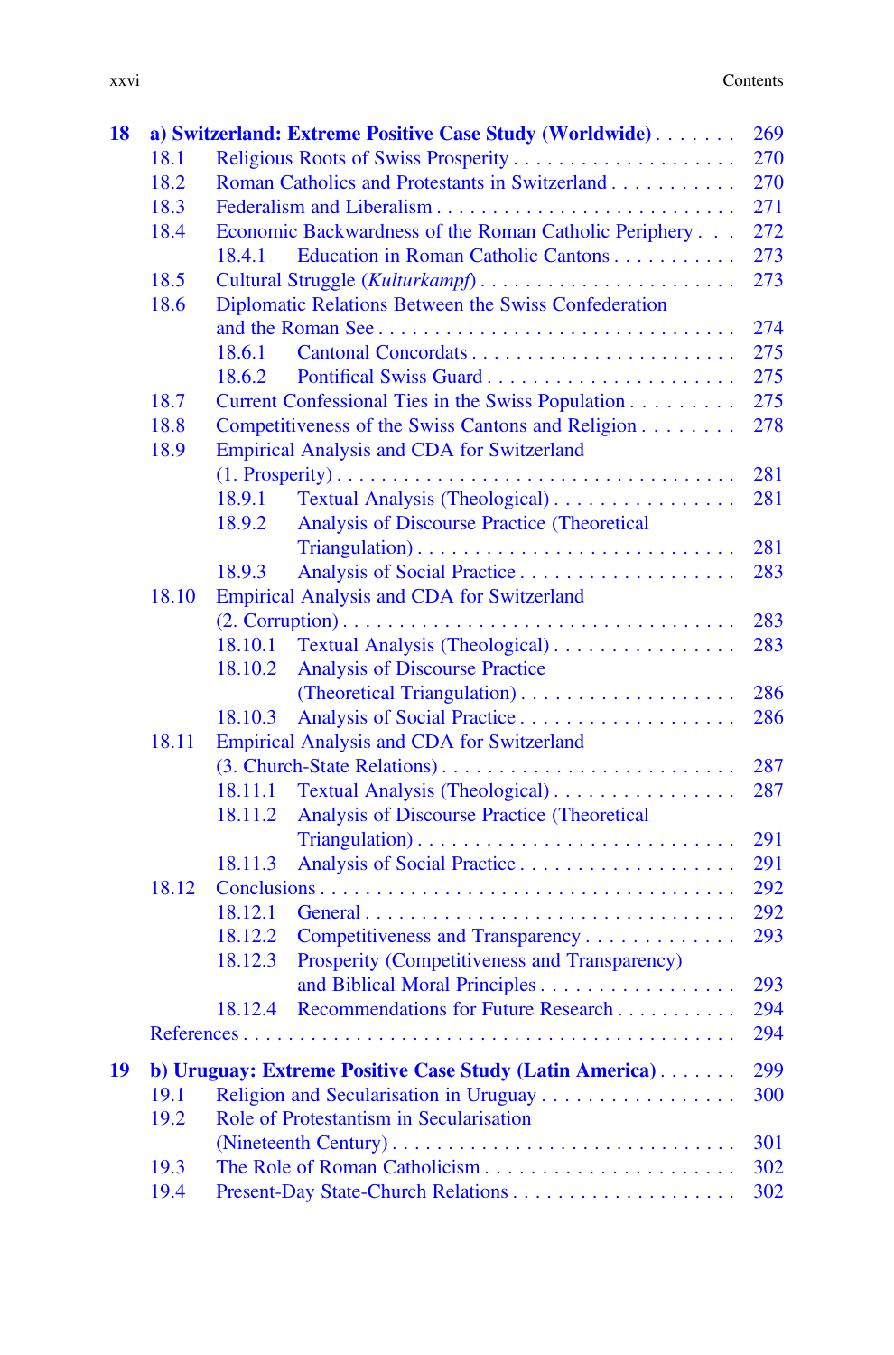**18 a) Switzerland: Extreme Positive Case Study (Worldwide)** . . . . . . . 269

- 18.1 Religious Roots of Swiss Prosperity . . . . . . . . . . . . . . . . . . . . 270
- 18.2 Roman Catholics and Protestants in Switzerland . . . . . . . . . . . 270
- 18.3 Federalism and Liberalism . . . . . . . . . . . . . . . . . . . . . . . . . . . 271
- 18.4 Economic Backwardness of the Roman Catholic Periphery . . . 272
  - 18.4.1 Education in Roman Catholic Cantons . . . . . . . . . . . 273
- 18.5 Cultural Struggle (*Kulturkampf*) . . . . . . . . . . . . . . . . . . . . . . 273
- 18.6 Diplomatic Relations Between the Swiss Confederation and the Roman See . . . . . . . . . . . . . . . . . . . . . . . . . . . . . . . . 274
  - 18.6.1 Cantonal Concordats . . . . . . . . . . . . . . . . . . . . . . . . 275
  - 18.6.2 Pontifical Swiss Guard . . . . . . . . . . . . . . . . . . . . . . 275
- 18.7 Current Confessional Ties in the Swiss Population . . . . . . . . . 275
- 18.8 Competitiveness of the Swiss Cantons and Religion . . . . . . . . 278
- 18.9 Empirical Analysis and CDA for Switzerland (1. Prosperity) . . . . . . . . . . . . . . . . . . . . . . . . . . . . . . . . . . . 281
  - 18.9.1 Textual Analysis (Theological) . . . . . . . . . . . . . . . . 281
  - 18.9.2 Analysis of Discourse Practice (Theoretical Triangulation) . . . . . . . . . . . . . . . . . . . . . . . . . . . . 281
  - 18.9.3 Analysis of Social Practice . . . . . . . . . . . . . . . . . . . 283
- 18.10 Empirical Analysis and CDA for Switzerland (2. Corruption) . . . . . . . . . . . . . . . . . . . . . . . . . . . . . . . . . . 283
  - 18.10.1 Textual Analysis (Theological) . . . . . . . . . . . . . . . . 283
  - 18.10.2 Analysis of Discourse Practice (Theoretical Triangulation) . . . . . . . . . . . . . . . . . . . . 286
  - 18.10.3 Analysis of Social Practice . . . . . . . . . . . . . . . . . . . 286
- 18.11 Empirical Analysis and CDA for Switzerland (3. Church-State Relations) . . . . . . . . . . . . . . . . . . . . . . . . . . . 287
  - 18.11.1 Textual Analysis (Theological) . . . . . . . . . . . . . . . . 287
  - 18.11.2 Analysis of Discourse Practice (Theoretical Triangulation) . . . . . . . . . . . . . . . . . . . . . . . . . . . . 291
  - 18.11.3 Analysis of Social Practice . . . . . . . . . . . . . . . . . . . 291
- 18.12 Conclusions . . . . . . . . . . . . . . . . . . . . . . . . . . . . . . . . . . . . 292
  - 18.12.1 General . . . . . . . . . . . . . . . . . . . . . . . . . . . . . . . . 292
  - 18.12.2 Competitiveness and Transparency . . . . . . . . . . . . . 293
  - 18.12.3 Prosperity (Competitiveness and Transparency) and Biblical Moral Principles . . . . . . . . . . . . . . . . . 293
  - 18.12.4 Recommendations for Future Research . . . . . . . . . . . 294
- References . . . . . . . . . . . . . . . . . . . . . . . . . . . . . . . . . . . . . . . . 294

**19 b) Uruguay: Extreme Positive Case Study (Latin America)** . . . . . . . 299

- 19.1 Religion and Secularisation in Uruguay . . . . . . . . . . . . . . . . . 300
- 19.2 Role of Protestantism in Secularisation (Nineteenth Century) . . . . . . . . . . . . . . . . . . . . . . . . . . . . . . 301
- 19.3 The Role of Roman Catholicism . . . . . . . . . . . . . . . . . . . . . . 302
- 19.4 Present-Day State-Church Relations . . . . . . . . . . . . . . . . . . . 302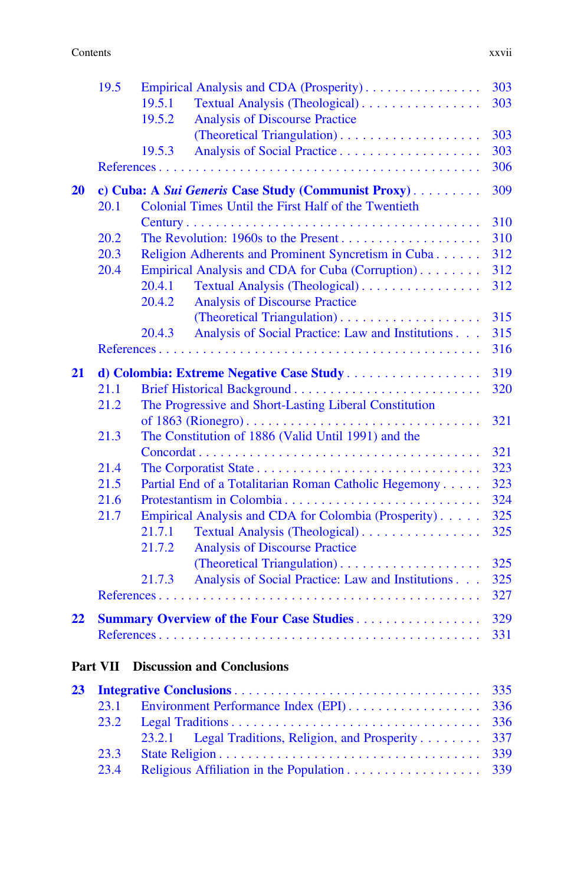| | | |
|---|---|---|
| 19.5 | Empirical Analysis and CDA (Prosperity) | 303 |
| 19.5.1 | Textual Analysis (Theological) | 303 |
| 19.5.2 | Analysis of Discourse Practice (Theoretical Triangulation) | 303 |
| 19.5.3 | Analysis of Social Practice | 303 |
| | References | 306 |
| **20** | **c) Cuba: A *Sui Generis* Case Study (Communist Proxy)** | **309** |
| 20.1 | Colonial Times Until the First Half of the Twentieth Century | 310 |
| 20.2 | The Revolution: 1960s to the Present | 310 |
| 20.3 | Religion Adherents and Prominent Syncretism in Cuba | 312 |
| 20.4 | Empirical Analysis and CDA for Cuba (Corruption) | 312 |
| 20.4.1 | Textual Analysis (Theological) | 312 |
| 20.4.2 | Analysis of Discourse Practice (Theoretical Triangulation) | 315 |
| 20.4.3 | Analysis of Social Practice: Law and Institutions | 315 |
| | References | 316 |
| **21** | **d) Colombia: Extreme Negative Case Study** | **319** |
| 21.1 | Brief Historical Background | 320 |
| 21.2 | The Progressive and Short-Lasting Liberal Constitution of 1863 (Rionegro) | 321 |
| 21.3 | The Constitution of 1886 (Valid Until 1991) and the Concordat | 321 |
| 21.4 | The Corporatist State | 323 |
| 21.5 | Partial End of a Totalitarian Roman Catholic Hegemony | 323 |
| 21.6 | Protestantism in Colombia | 324 |
| 21.7 | Empirical Analysis and CDA for Colombia (Prosperity) | 325 |
| 21.7.1 | Textual Analysis (Theological) | 325 |
| 21.7.2 | Analysis of Discourse Practice (Theoretical Triangulation) | 325 |
| 21.7.3 | Analysis of Social Practice: Law and Institutions | 325 |
| | References | 327 |
| **22** | **Summary Overview of the Four Case Studies** | **329** |
| | References | 331 |

## Part VII Discussion and Conclusions

| | | |
|---|---|---|
| **23** | **Integrative Conclusions** | **335** |
| 23.1 | Environment Performance Index (EPI) | 336 |
| 23.2 | Legal Traditions | 336 |
| 23.2.1 | Legal Traditions, Religion, and Prosperity | 337 |
| 23.3 | State Religion | 339 |
| 23.4 | Religious Affiliation in the Population | 339 |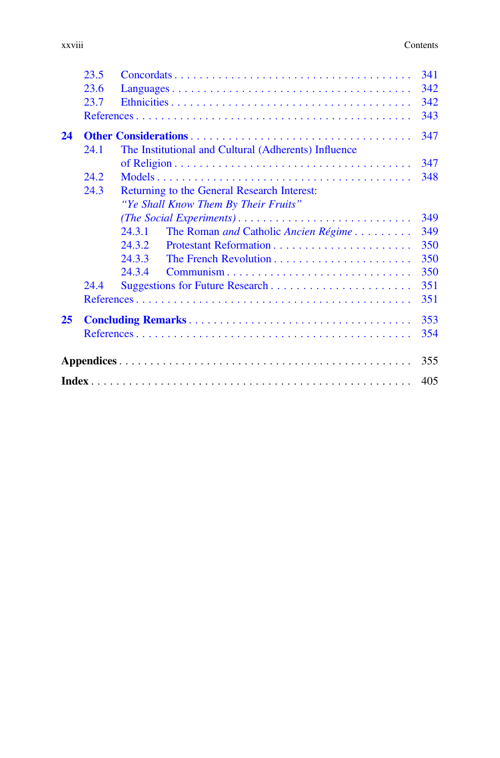23.5 Concordats . . . . . . . . . . . . . . . . . . . . . . . . . . . . . . . . . . . . 341
23.6 Languages . . . . . . . . . . . . . . . . . . . . . . . . . . . . . . . . . . . . 342
23.7 Ethnicities . . . . . . . . . . . . . . . . . . . . . . . . . . . . . . . . . . . . 342
References . . . . . . . . . . . . . . . . . . . . . . . . . . . . . . . . . . . . . . . . 343

**24 Other Considerations** . . . . . . . . . . . . . . . . . . . . . . . . . . . . . . . . 347
24.1 The Institutional and Cultural (Adherents) Influence of Religion . . . . . . . . . . . . . . . . . . . . . . . . . . . . . . . . . . . . 347
24.2 Models . . . . . . . . . . . . . . . . . . . . . . . . . . . . . . . . . . . . . . 348
24.3 Returning to the General Research Interest: *"Ye Shall Know Them By Their Fruits" (The Social Experiments)* . . . . . . . . . . . . . . . . . . . . . . . . . . 349
24.3.1 The Roman *and* Catholic *Ancien Régime* . . . . . . . . . 349
24.3.2 Protestant Reformation . . . . . . . . . . . . . . . . . . . . . 350
24.3.3 The French Revolution . . . . . . . . . . . . . . . . . . . . . 350
24.3.4 Communism . . . . . . . . . . . . . . . . . . . . . . . . . . . . 350
24.4 Suggestions for Future Research . . . . . . . . . . . . . . . . . . . . . 351
References . . . . . . . . . . . . . . . . . . . . . . . . . . . . . . . . . . . . . . . . 351

**25 Concluding Remarks** . . . . . . . . . . . . . . . . . . . . . . . . . . . . . . . . . 353
References . . . . . . . . . . . . . . . . . . . . . . . . . . . . . . . . . . . . . . . . 354

**Appendices** . . . . . . . . . . . . . . . . . . . . . . . . . . . . . . . . . . . . . . . . . 355

**Index** . . . . . . . . . . . . . . . . . . . . . . . . . . . . . . . . . . . . . . . . . . . . 405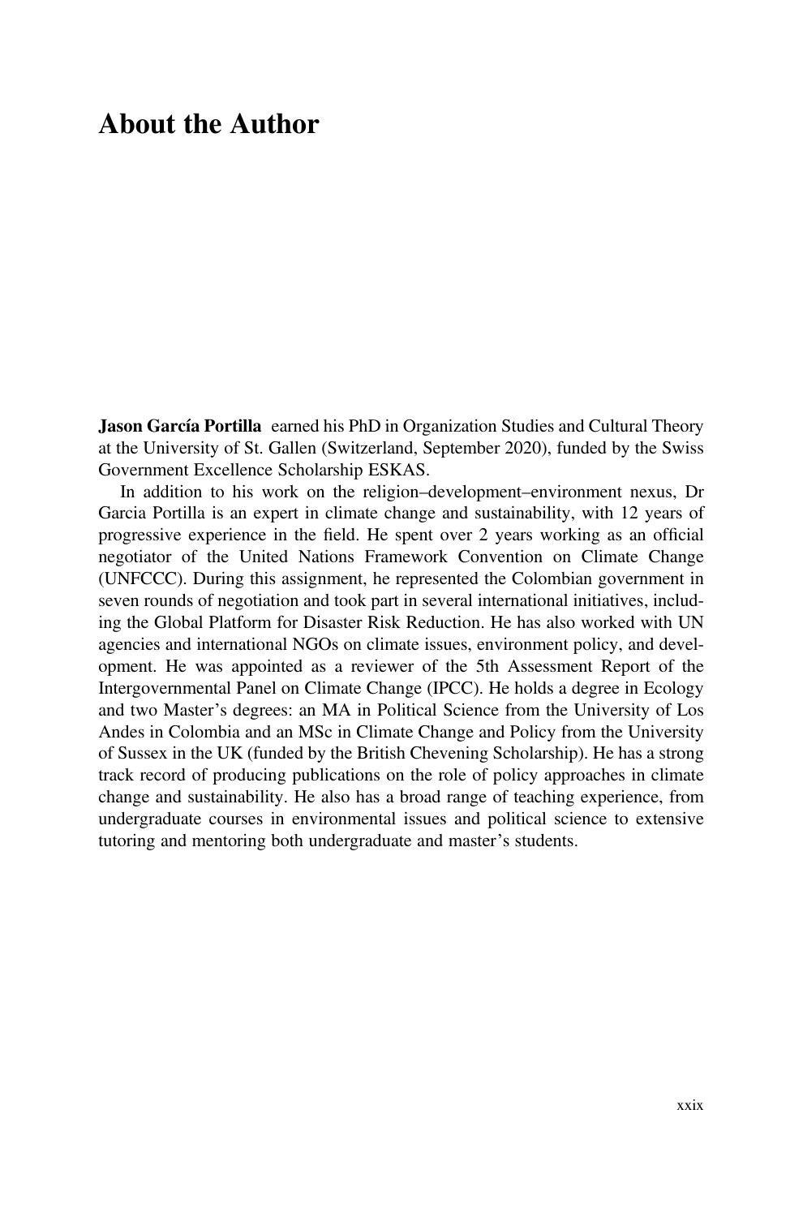# About the Author

**Jason García Portilla** earned his PhD in Organization Studies and Cultural Theory at the University of St. Gallen (Switzerland, September 2020), funded by the Swiss Government Excellence Scholarship ESKAS.

In addition to his work on the religion–development–environment nexus, Dr Garcia Portilla is an expert in climate change and sustainability, with 12 years of progressive experience in the field. He spent over 2 years working as an official negotiator of the United Nations Framework Convention on Climate Change (UNFCCC). During this assignment, he represented the Colombian government in seven rounds of negotiation and took part in several international initiatives, including the Global Platform for Disaster Risk Reduction. He has also worked with UN agencies and international NGOs on climate issues, environment policy, and development. He was appointed as a reviewer of the 5th Assessment Report of the Intergovernmental Panel on Climate Change (IPCC). He holds a degree in Ecology and two Master's degrees: an MA in Political Science from the University of Los Andes in Colombia and an MSc in Climate Change and Policy from the University of Sussex in the UK (funded by the British Chevening Scholarship). He has a strong track record of producing publications on the role of policy approaches in climate change and sustainability. He also has a broad range of teaching experience, from undergraduate courses in environmental issues and political science to extensive tutoring and mentoring both undergraduate and master's students.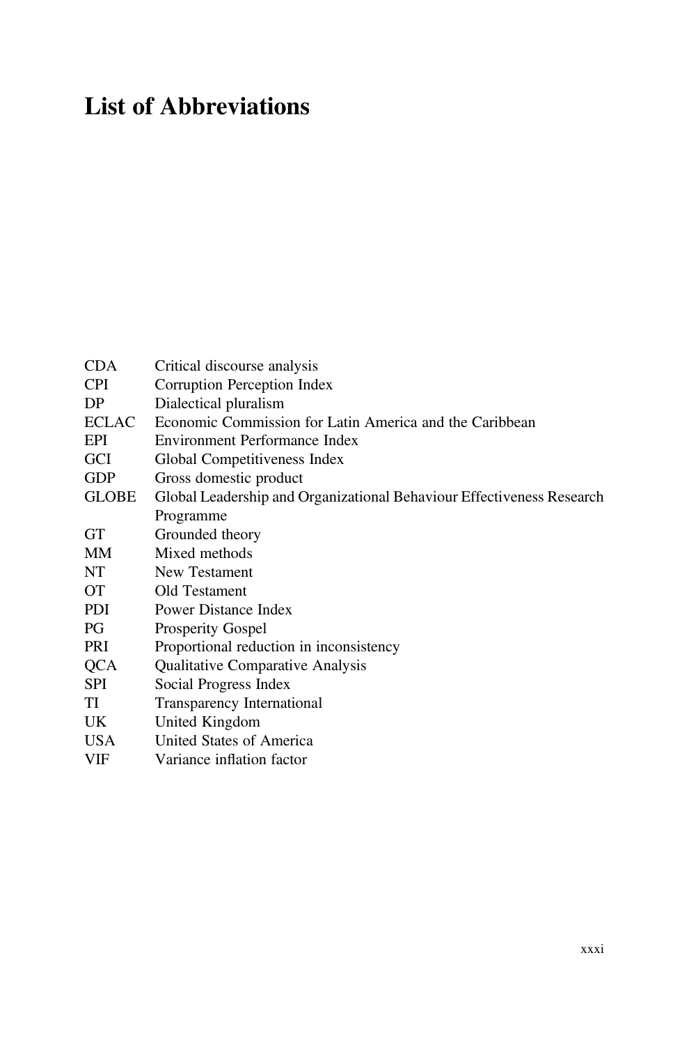# List of Abbreviations

| | |
|---|---|
| CDA | Critical discourse analysis |
| CPI | Corruption Perception Index |
| DP | Dialectical pluralism |
| ECLAC | Economic Commission for Latin America and the Caribbean |
| EPI | Environment Performance Index |
| GCI | Global Competitiveness Index |
| GDP | Gross domestic product |
| GLOBE | Global Leadership and Organizational Behaviour Effectiveness Research Programme |
| GT | Grounded theory |
| MM | Mixed methods |
| NT | New Testament |
| OT | Old Testament |
| PDI | Power Distance Index |
| PG | Prosperity Gospel |
| PRI | Proportional reduction in inconsistency |
| QCA | Qualitative Comparative Analysis |
| SPI | Social Progress Index |
| TI | Transparency International |
| UK | United Kingdom |
| USA | United States of America |
| VIF | Variance inflation factor |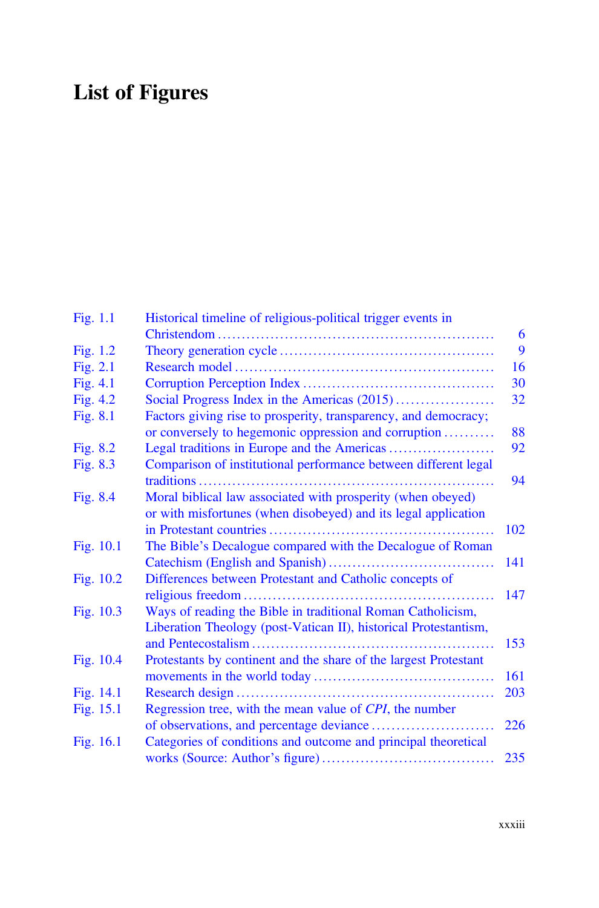# List of Figures

| | | |
|---|---|---|
| Fig. 1.1 | Historical timeline of religious-political trigger events in Christendom | 6 |
| Fig. 1.2 | Theory generation cycle | 9 |
| Fig. 2.1 | Research model | 16 |
| Fig. 4.1 | Corruption Perception Index | 30 |
| Fig. 4.2 | Social Progress Index in the Americas (2015) | 32 |
| Fig. 8.1 | Factors giving rise to prosperity, transparency, and democracy; or conversely to hegemonic oppression and corruption | 88 |
| Fig. 8.2 | Legal traditions in Europe and the Americas | 92 |
| Fig. 8.3 | Comparison of institutional performance between different legal traditions | 94 |
| Fig. 8.4 | Moral biblical law associated with prosperity (when obeyed) or with misfortunes (when disobeyed) and its legal application in Protestant countries | 102 |
| Fig. 10.1 | The Bible's Decalogue compared with the Decalogue of Roman Catechism (English and Spanish) | 141 |
| Fig. 10.2 | Differences between Protestant and Catholic concepts of religious freedom | 147 |
| Fig. 10.3 | Ways of reading the Bible in traditional Roman Catholicism, Liberation Theology (post-Vatican II), historical Protestantism, and Pentecostalism | 153 |
| Fig. 10.4 | Protestants by continent and the share of the largest Protestant movements in the world today | 161 |
| Fig. 14.1 | Research design | 203 |
| Fig. 15.1 | Regression tree, with the mean value of *CPI*, the number of observations, and percentage deviance | 226 |
| Fig. 16.1 | Categories of conditions and outcome and principal theoretical works (Source: Author's figure) | 235 |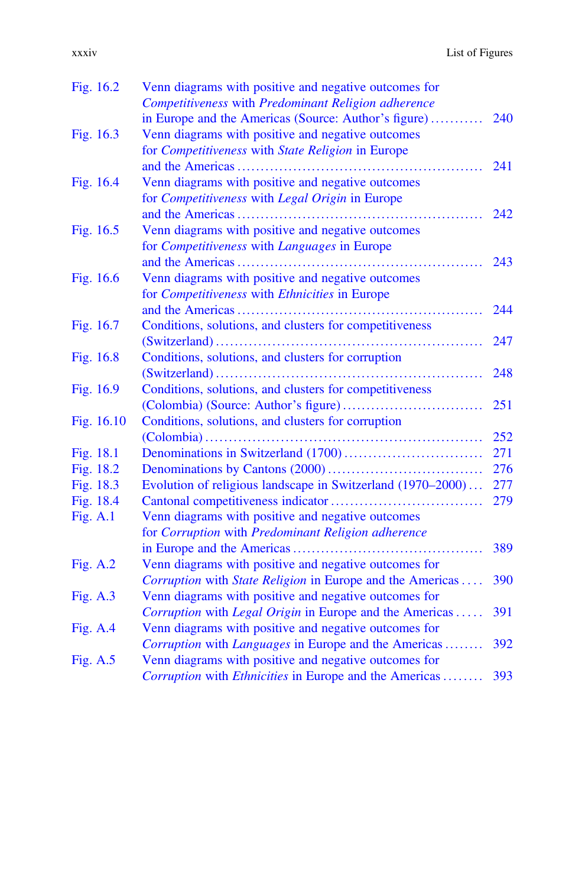| | | |
|---|---|---|
| Fig. 16.2 | Venn diagrams with positive and negative outcomes for *Competitiveness* with *Predominant Religion adherence* in Europe and the Americas (Source: Author's figure) | 240 |
| Fig. 16.3 | Venn diagrams with positive and negative outcomes for *Competitiveness* with *State Religion* in Europe and the Americas | 241 |
| Fig. 16.4 | Venn diagrams with positive and negative outcomes for *Competitiveness* with *Legal Origin* in Europe and the Americas | 242 |
| Fig. 16.5 | Venn diagrams with positive and negative outcomes for *Competitiveness* with *Languages* in Europe and the Americas | 243 |
| Fig. 16.6 | Venn diagrams with positive and negative outcomes for *Competitiveness* with *Ethnicities* in Europe and the Americas | 244 |
| Fig. 16.7 | Conditions, solutions, and clusters for competitiveness (Switzerland) | 247 |
| Fig. 16.8 | Conditions, solutions, and clusters for corruption (Switzerland) | 248 |
| Fig. 16.9 | Conditions, solutions, and clusters for competitiveness (Colombia) (Source: Author's figure) | 251 |
| Fig. 16.10 | Conditions, solutions, and clusters for corruption (Colombia) | 252 |
| Fig. 18.1 | Denominations in Switzerland (1700) | 271 |
| Fig. 18.2 | Denominations by Cantons (2000) | 276 |
| Fig. 18.3 | Evolution of religious landscape in Switzerland (1970–2000) | 277 |
| Fig. 18.4 | Cantonal competitiveness indicator | 279 |
| Fig. A.1 | Venn diagrams with positive and negative outcomes for *Corruption* with *Predominant Religion adherence* in Europe and the Americas | 389 |
| Fig. A.2 | Venn diagrams with positive and negative outcomes for *Corruption* with *State Religion* in Europe and the Americas | 390 |
| Fig. A.3 | Venn diagrams with positive and negative outcomes for *Corruption* with *Legal Origin* in Europe and the Americas | 391 |
| Fig. A.4 | Venn diagrams with positive and negative outcomes for *Corruption* with *Languages* in Europe and the Americas | 392 |
| Fig. A.5 | Venn diagrams with positive and negative outcomes for *Corruption* with *Ethnicities* in Europe and the Americas | 393 |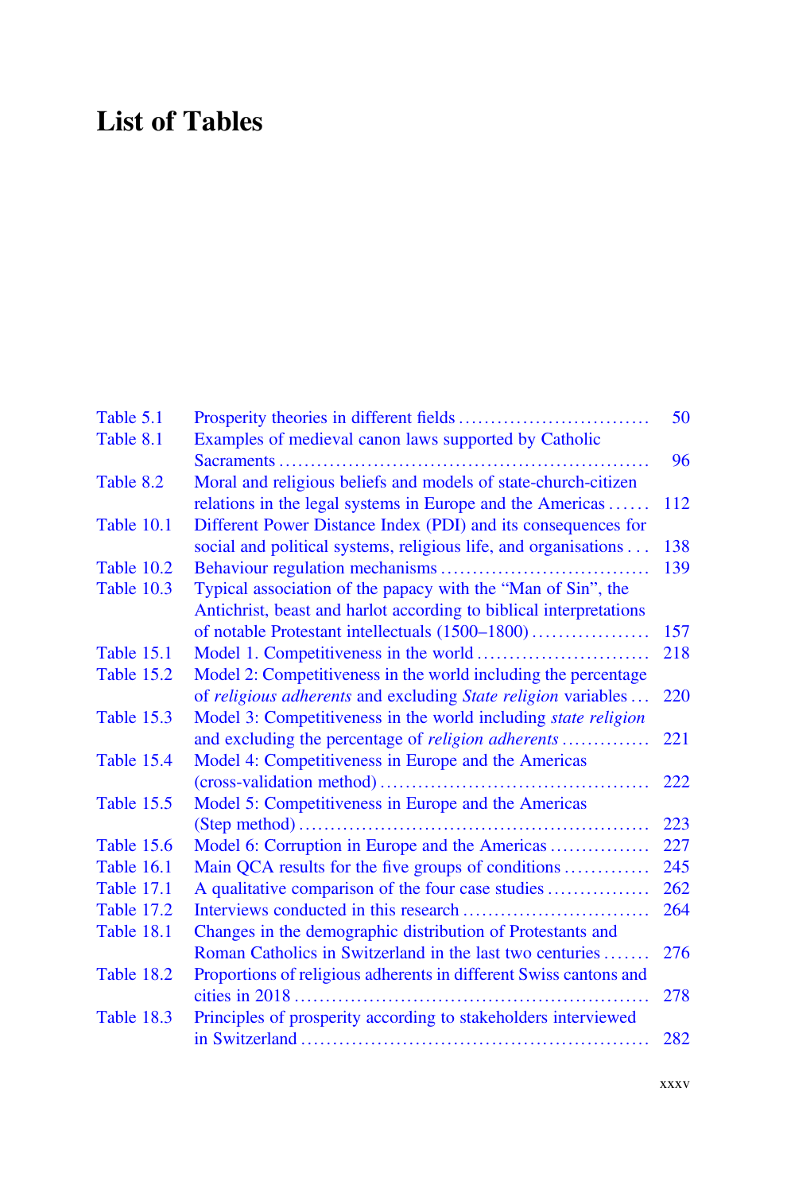# List of Tables

| | | |
|---|---|---|
| Table 5.1 | Prosperity theories in different fields | 50 |
| Table 8.1 | Examples of medieval canon laws supported by Catholic Sacraments | 96 |
| Table 8.2 | Moral and religious beliefs and models of state-church-citizen relations in the legal systems in Europe and the Americas | 112 |
| Table 10.1 | Different Power Distance Index (PDI) and its consequences for social and political systems, religious life, and organisations | 138 |
| Table 10.2 | Behaviour regulation mechanisms | 139 |
| Table 10.3 | Typical association of the papacy with the “Man of Sin”, the Antichrist, beast and harlot according to biblical interpretations of notable Protestant intellectuals (1500–1800) | 157 |
| Table 15.1 | Model 1. Competitiveness in the world | 218 |
| Table 15.2 | Model 2: Competitiveness in the world including the percentage of *religious adherents* and excluding *State religion* variables | 220 |
| Table 15.3 | Model 3: Competitiveness in the world including *state religion* and excluding the percentage of *religion adherents* | 221 |
| Table 15.4 | Model 4: Competitiveness in Europe and the Americas (cross-validation method) | 222 |
| Table 15.5 | Model 5: Competitiveness in Europe and the Americas (Step method) | 223 |
| Table 15.6 | Model 6: Corruption in Europe and the Americas | 227 |
| Table 16.1 | Main QCA results for the five groups of conditions | 245 |
| Table 17.1 | A qualitative comparison of the four case studies | 262 |
| Table 17.2 | Interviews conducted in this research | 264 |
| Table 18.1 | Changes in the demographic distribution of Protestants and Roman Catholics in Switzerland in the last two centuries | 276 |
| Table 18.2 | Proportions of religious adherents in different Swiss cantons and cities in 2018 | 278 |
| Table 18.3 | Principles of prosperity according to stakeholders interviewed in Switzerland | 282 |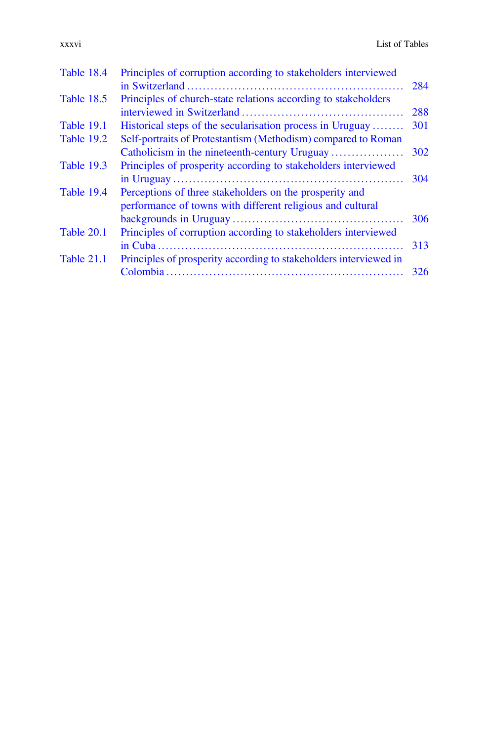| | | |
|---|---|---|
| Table 18.4 | Principles of corruption according to stakeholders interviewed in Switzerland | 284 |
| Table 18.5 | Principles of church-state relations according to stakeholders interviewed in Switzerland | 288 |
| Table 19.1 | Historical steps of the secularisation process in Uruguay | 301 |
| Table 19.2 | Self-portraits of Protestantism (Methodism) compared to Roman Catholicism in the nineteenth-century Uruguay | 302 |
| Table 19.3 | Principles of prosperity according to stakeholders interviewed in Uruguay | 304 |
| Table 19.4 | Perceptions of three stakeholders on the prosperity and performance of towns with different religious and cultural backgrounds in Uruguay | 306 |
| Table 20.1 | Principles of corruption according to stakeholders interviewed in Cuba | 313 |
| Table 21.1 | Principles of prosperity according to stakeholders interviewed in Colombia | 326 |